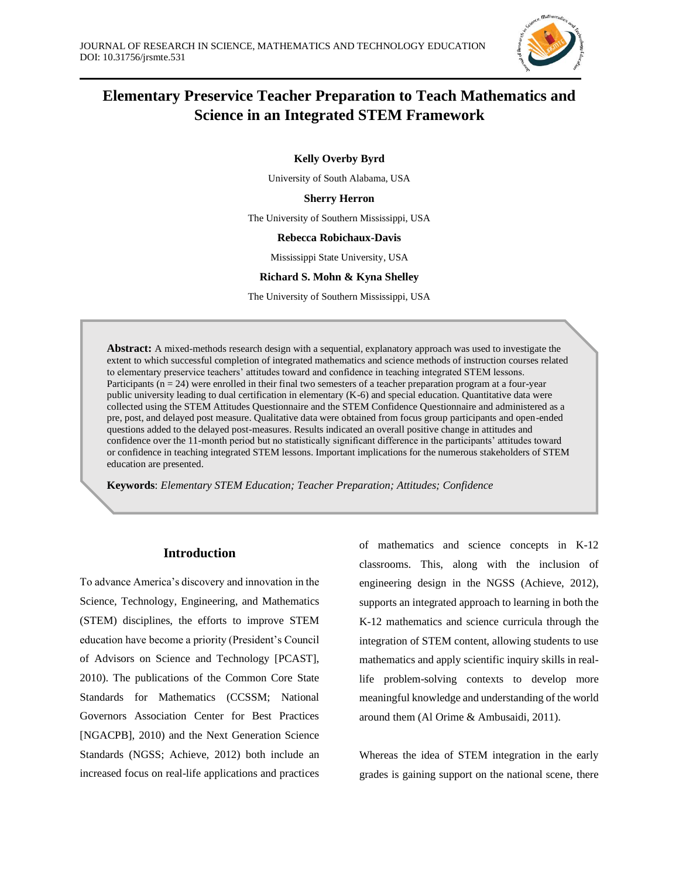# Elementary Preservice Teacher Preparation to Teach Mathematics and Science in an Integrated STEM Framework

**Kelly Overby Byrd**

University of South Alabama, USA

**Sherry Herron**

The University of Southern Mississippi, USA

**Rebecca Robichaux-Davis**

Mississippi State University, USA

**Richard S. Mohn & Kyna Shelley**

The University of Southern Mississippi, USA

**Abstract:** A mixed-methods research design with a sequential, explanatory approach was used to investigate the extent to which successful completion of integrated mathematics and science methods of instruction courses related to elementary preservice teachers' attitudes toward and confidence in teaching integrated STEM lessons. Participants ($n = 24$) were enrolled in their final two semesters of a teacher preparation program at a four-year public university leading to dual certification in elementary (K-6) and special education. Quantitative data were collected using the STEM Attitudes Questionnaire and the STEM Confidence Questionnaire and administered as a pre, post, and delayed post measure. Qualitative data were obtained from focus group participants and open-ended questions added to the delayed post-measures. Results indicated an overall positive change in attitudes and confidence over the 11-month period but no statistically significant difference in the participants' attitudes toward or confidence in teaching integrated STEM lessons. Important implications for the numerous stakeholders of STEM education are presented.

**Keywords**: *Elementary STEM Education; Teacher Preparation; Attitudes; Confidence*

## Introduction

To advance America's discovery and innovation in the Science, Technology, Engineering, and Mathematics (STEM) disciplines, the efforts to improve STEM education have become a priority (President's Council of Advisors on Science and Technology [PCAST], 2010). The publications of the Common Core State Standards for Mathematics (CCSSM; National Governors Association Center for Best Practices [NGACPB], 2010) and the Next Generation Science Standards (NGSS; Achieve, 2012) both include an increased focus on real-life applications and practices of mathematics and science concepts in K-12 classrooms. This, along with the inclusion of engineering design in the NGSS (Achieve, 2012), supports an integrated approach to learning in both the K-12 mathematics and science curricula through the integration of STEM content, allowing students to use mathematics and apply scientific inquiry skills in real-life problem-solving contexts to develop more meaningful knowledge and understanding of the world around them (Al Orime & Ambusaidi, 2011).

Whereas the idea of STEM integration in the early grades is gaining support on the national scene, there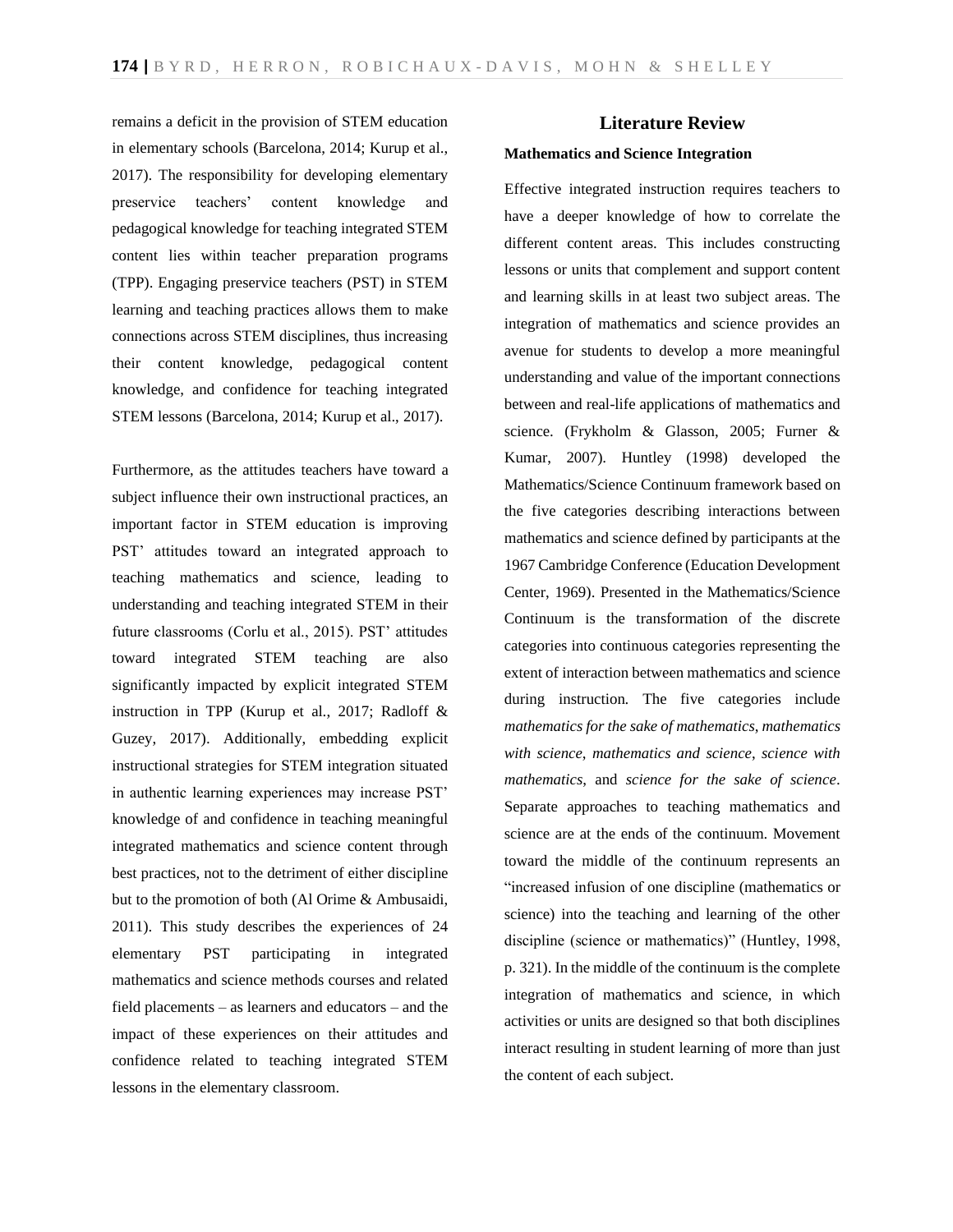remains a deficit in the provision of STEM education in elementary schools (Barcelona, 2014; Kurup et al., 2017). The responsibility for developing elementary preservice teachers' content knowledge and pedagogical knowledge for teaching integrated STEM content lies within teacher preparation programs (TPP). Engaging preservice teachers (PST) in STEM learning and teaching practices allows them to make connections across STEM disciplines, thus increasing their content knowledge, pedagogical content knowledge, and confidence for teaching integrated STEM lessons (Barcelona, 2014; Kurup et al., 2017).

Furthermore, as the attitudes teachers have toward a subject influence their own instructional practices, an important factor in STEM education is improving PST' attitudes toward an integrated approach to teaching mathematics and science, leading to understanding and teaching integrated STEM in their future classrooms (Corlu et al., 2015). PST' attitudes toward integrated STEM teaching are also significantly impacted by explicit integrated STEM instruction in TPP (Kurup et al., 2017; Radloff & Guzey, 2017). Additionally, embedding explicit instructional strategies for STEM integration situated in authentic learning experiences may increase PST' knowledge of and confidence in teaching meaningful integrated mathematics and science content through best practices, not to the detriment of either discipline but to the promotion of both (Al Orime & Ambusaidi, 2011). This study describes the experiences of 24 elementary PST participating in integrated mathematics and science methods courses and related field placements – as learners and educators – and the impact of these experiences on their attitudes and confidence related to teaching integrated STEM lessons in the elementary classroom.

## Literature Review

### Mathematics and Science Integration

Effective integrated instruction requires teachers to have a deeper knowledge of how to correlate the different content areas. This includes constructing lessons or units that complement and support content and learning skills in at least two subject areas. The integration of mathematics and science provides an avenue for students to develop a more meaningful understanding and value of the important connections between and real-life applications of mathematics and science. (Frykholm & Glasson, 2005; Furner & Kumar, 2007). Huntley (1998) developed the Mathematics/Science Continuum framework based on the five categories describing interactions between mathematics and science defined by participants at the 1967 Cambridge Conference (Education Development Center, 1969). Presented in the Mathematics/Science Continuum is the transformation of the discrete categories into continuous categories representing the extent of interaction between mathematics and science during instruction. The five categories include *mathematics for the sake of mathematics*, *mathematics with science*, *mathematics and science*, *science with mathematics*, and *science for the sake of science*. Separate approaches to teaching mathematics and science are at the ends of the continuum. Movement toward the middle of the continuum represents an "increased infusion of one discipline (mathematics or science) into the teaching and learning of the other discipline (science or mathematics)" (Huntley, 1998, p. 321). In the middle of the continuum is the complete integration of mathematics and science, in which activities or units are designed so that both disciplines interact resulting in student learning of more than just the content of each subject.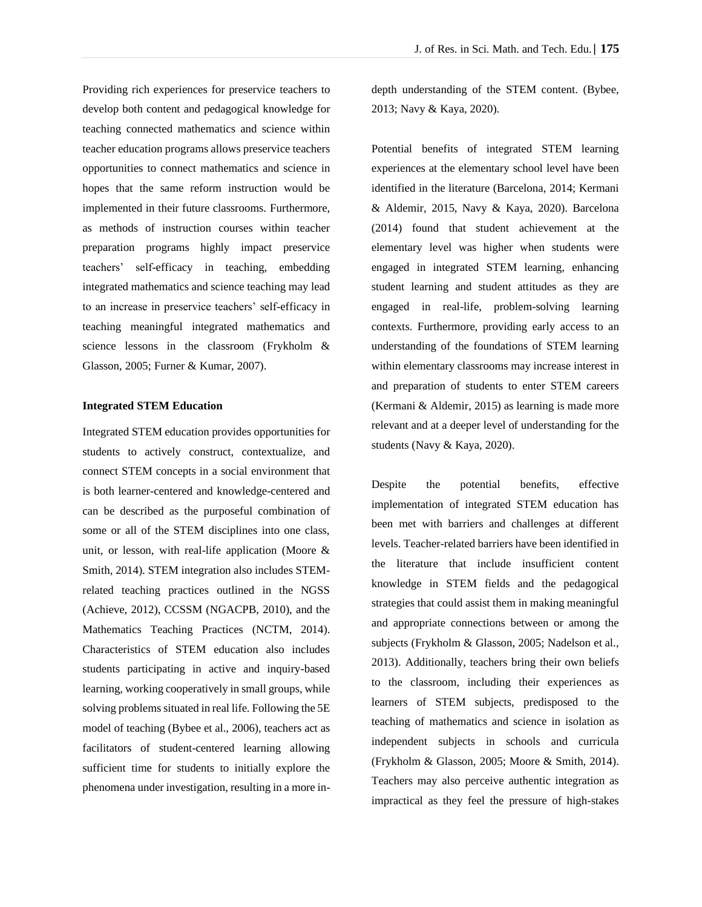Providing rich experiences for preservice teachers to develop both content and pedagogical knowledge for teaching connected mathematics and science within teacher education programs allows preservice teachers opportunities to connect mathematics and science in hopes that the same reform instruction would be implemented in their future classrooms. Furthermore, as methods of instruction courses within teacher preparation programs highly impact preservice teachers' self-efficacy in teaching, embedding integrated mathematics and science teaching may lead to an increase in preservice teachers' self-efficacy in teaching meaningful integrated mathematics and science lessons in the classroom (Frykholm & Glasson, 2005; Furner & Kumar, 2007).

**Integrated STEM Education**

Integrated STEM education provides opportunities for students to actively construct, contextualize, and connect STEM concepts in a social environment that is both learner-centered and knowledge-centered and can be described as the purposeful combination of some or all of the STEM disciplines into one class, unit, or lesson, with real-life application (Moore & Smith, 2014). STEM integration also includes STEM-related teaching practices outlined in the NGSS (Achieve, 2012), CCSSM (NGACPB, 2010), and the Mathematics Teaching Practices (NCTM, 2014). Characteristics of STEM education also includes students participating in active and inquiry-based learning, working cooperatively in small groups, while solving problems situated in real life. Following the 5E model of teaching (Bybee et al., 2006), teachers act as facilitators of student-centered learning allowing sufficient time for students to initially explore the phenomena under investigation, resulting in a more in-depth understanding of the STEM content. (Bybee, 2013; Navy & Kaya, 2020).

Potential benefits of integrated STEM learning experiences at the elementary school level have been identified in the literature (Barcelona, 2014; Kermani & Aldemir, 2015, Navy & Kaya, 2020). Barcelona (2014) found that student achievement at the elementary level was higher when students were engaged in integrated STEM learning, enhancing student learning and student attitudes as they are engaged in real-life, problem-solving learning contexts. Furthermore, providing early access to an understanding of the foundations of STEM learning within elementary classrooms may increase interest in and preparation of students to enter STEM careers (Kermani & Aldemir, 2015) as learning is made more relevant and at a deeper level of understanding for the students (Navy & Kaya, 2020).

Despite the potential benefits, effective implementation of integrated STEM education has been met with barriers and challenges at different levels. Teacher-related barriers have been identified in the literature that include insufficient content knowledge in STEM fields and the pedagogical strategies that could assist them in making meaningful and appropriate connections between or among the subjects (Frykholm & Glasson, 2005; Nadelson et al., 2013). Additionally, teachers bring their own beliefs to the classroom, including their experiences as learners of STEM subjects, predisposed to the teaching of mathematics and science in isolation as independent subjects in schools and curricula (Frykholm & Glasson, 2005; Moore & Smith, 2014). Teachers may also perceive authentic integration as impractical as they feel the pressure of high-stakes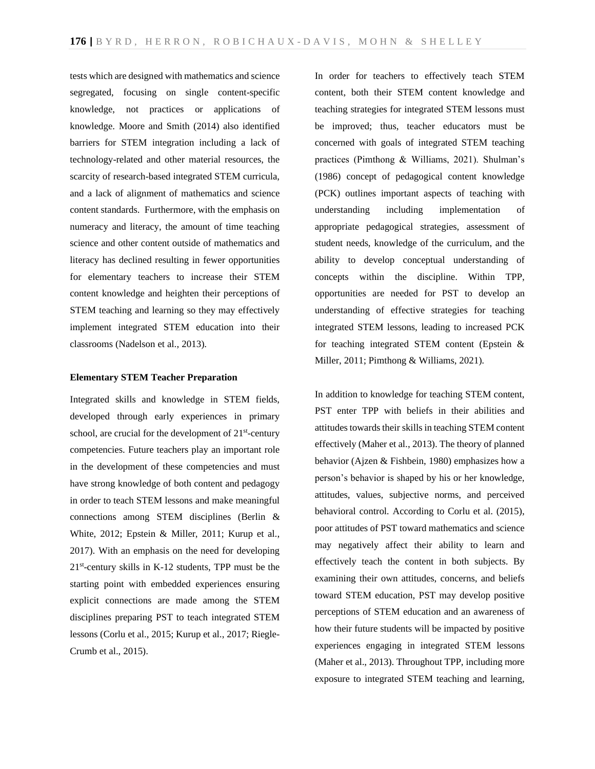tests which are designed with mathematics and science segregated, focusing on single content-specific knowledge, not practices or applications of knowledge. Moore and Smith (2014) also identified barriers for STEM integration including a lack of technology-related and other material resources, the scarcity of research-based integrated STEM curricula, and a lack of alignment of mathematics and science content standards. Furthermore, with the emphasis on numeracy and literacy, the amount of time teaching science and other content outside of mathematics and literacy has declined resulting in fewer opportunities for elementary teachers to increase their STEM content knowledge and heighten their perceptions of STEM teaching and learning so they may effectively implement integrated STEM education into their classrooms (Nadelson et al., 2013).

**Elementary STEM Teacher Preparation**

Integrated skills and knowledge in STEM fields, developed through early experiences in primary school, are crucial for the development of 21st-century competencies. Future teachers play an important role in the development of these competencies and must have strong knowledge of both content and pedagogy in order to teach STEM lessons and make meaningful connections among STEM disciplines (Berlin & White, 2012; Epstein & Miller, 2011; Kurup et al., 2017). With an emphasis on the need for developing 21st-century skills in K-12 students, TPP must be the starting point with embedded experiences ensuring explicit connections are made among the STEM disciplines preparing PST to teach integrated STEM lessons (Corlu et al., 2015; Kurup et al., 2017; Riegle-Crumb et al., 2015).

In order for teachers to effectively teach STEM content, both their STEM content knowledge and teaching strategies for integrated STEM lessons must be improved; thus, teacher educators must be concerned with goals of integrated STEM teaching practices (Pimthong & Williams, 2021). Shulman's (1986) concept of pedagogical content knowledge (PCK) outlines important aspects of teaching with understanding including implementation of appropriate pedagogical strategies, assessment of student needs, knowledge of the curriculum, and the ability to develop conceptual understanding of concepts within the discipline. Within TPP, opportunities are needed for PST to develop an understanding of effective strategies for teaching integrated STEM lessons, leading to increased PCK for teaching integrated STEM content (Epstein & Miller, 2011; Pimthong & Williams, 2021).

In addition to knowledge for teaching STEM content, PST enter TPP with beliefs in their abilities and attitudes towards their skills in teaching STEM content effectively (Maher et al., 2013). The theory of planned behavior (Ajzen & Fishbein, 1980) emphasizes how a person's behavior is shaped by his or her knowledge, attitudes, values, subjective norms, and perceived behavioral control. According to Corlu et al. (2015), poor attitudes of PST toward mathematics and science may negatively affect their ability to learn and effectively teach the content in both subjects. By examining their own attitudes, concerns, and beliefs toward STEM education, PST may develop positive perceptions of STEM education and an awareness of how their future students will be impacted by positive experiences engaging in integrated STEM lessons (Maher et al., 2013). Throughout TPP, including more exposure to integrated STEM teaching and learning,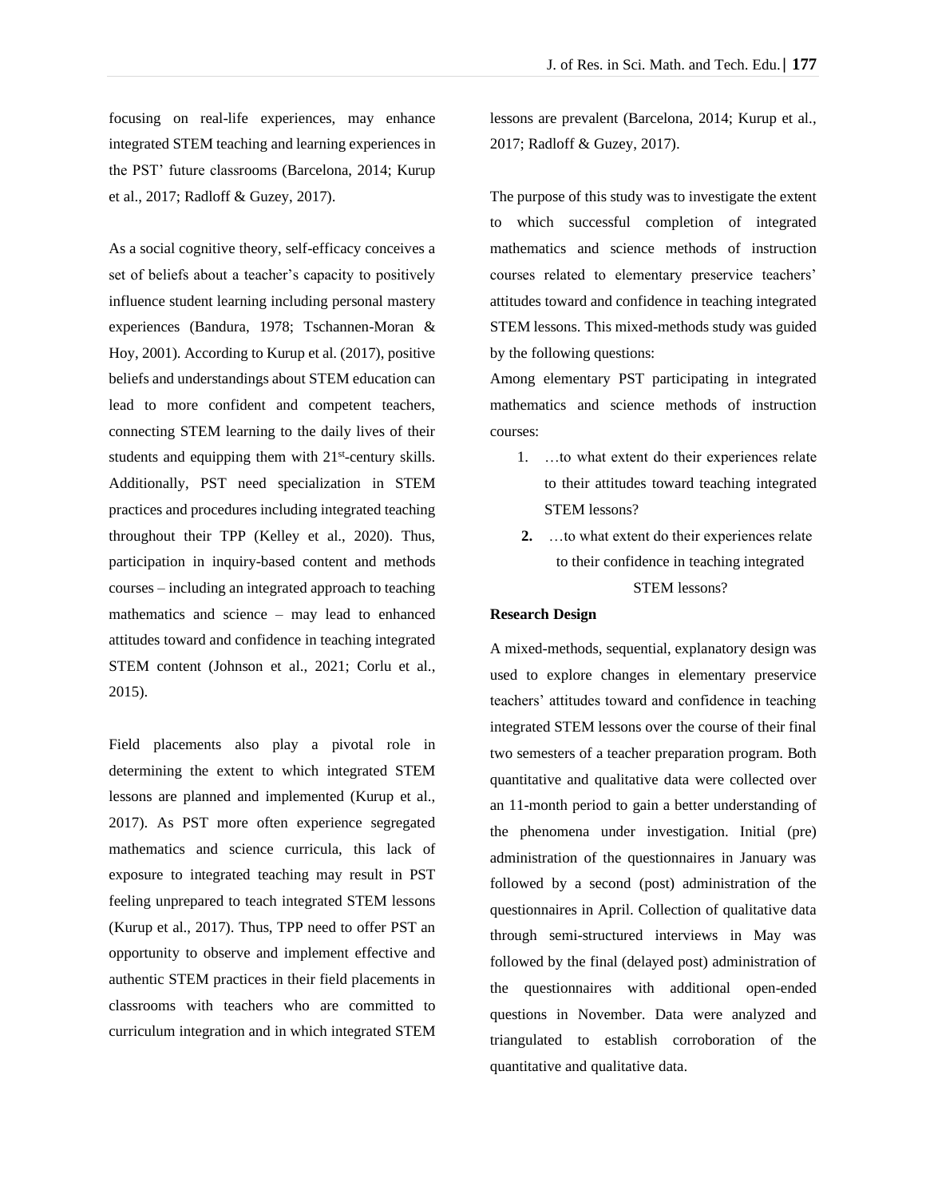focusing on real-life experiences, may enhance integrated STEM teaching and learning experiences in the PST' future classrooms (Barcelona, 2014; Kurup et al., 2017; Radloff & Guzey, 2017).

As a social cognitive theory, self-efficacy conceives a set of beliefs about a teacher's capacity to positively influence student learning including personal mastery experiences (Bandura, 1978; Tschannen-Moran & Hoy, 2001). According to Kurup et al. (2017), positive beliefs and understandings about STEM education can lead to more confident and competent teachers, connecting STEM learning to the daily lives of their students and equipping them with 21st-century skills. Additionally, PST need specialization in STEM practices and procedures including integrated teaching throughout their TPP (Kelley et al., 2020). Thus, participation in inquiry-based content and methods courses – including an integrated approach to teaching mathematics and science – may lead to enhanced attitudes toward and confidence in teaching integrated STEM content (Johnson et al., 2021; Corlu et al., 2015).

Field placements also play a pivotal role in determining the extent to which integrated STEM lessons are planned and implemented (Kurup et al., 2017). As PST more often experience segregated mathematics and science curricula, this lack of exposure to integrated teaching may result in PST feeling unprepared to teach integrated STEM lessons (Kurup et al., 2017). Thus, TPP need to offer PST an opportunity to observe and implement effective and authentic STEM practices in their field placements in classrooms with teachers who are committed to curriculum integration and in which integrated STEM lessons are prevalent (Barcelona, 2014; Kurup et al., 2017; Radloff & Guzey, 2017).

The purpose of this study was to investigate the extent to which successful completion of integrated mathematics and science methods of instruction courses related to elementary preservice teachers' attitudes toward and confidence in teaching integrated STEM lessons. This mixed-methods study was guided by the following questions:

Among elementary PST participating in integrated mathematics and science methods of instruction courses:

1. …to what extent do their experiences relate to their attitudes toward teaching integrated STEM lessons?
2. …to what extent do their experiences relate to their confidence in teaching integrated STEM lessons?

**Research Design**

A mixed-methods, sequential, explanatory design was used to explore changes in elementary preservice teachers' attitudes toward and confidence in teaching integrated STEM lessons over the course of their final two semesters of a teacher preparation program. Both quantitative and qualitative data were collected over an 11-month period to gain a better understanding of the phenomena under investigation. Initial (pre) administration of the questionnaires in January was followed by a second (post) administration of the questionnaires in April. Collection of qualitative data through semi-structured interviews in May was followed by the final (delayed post) administration of the questionnaires with additional open-ended questions in November. Data were analyzed and triangulated to establish corroboration of the quantitative and qualitative data.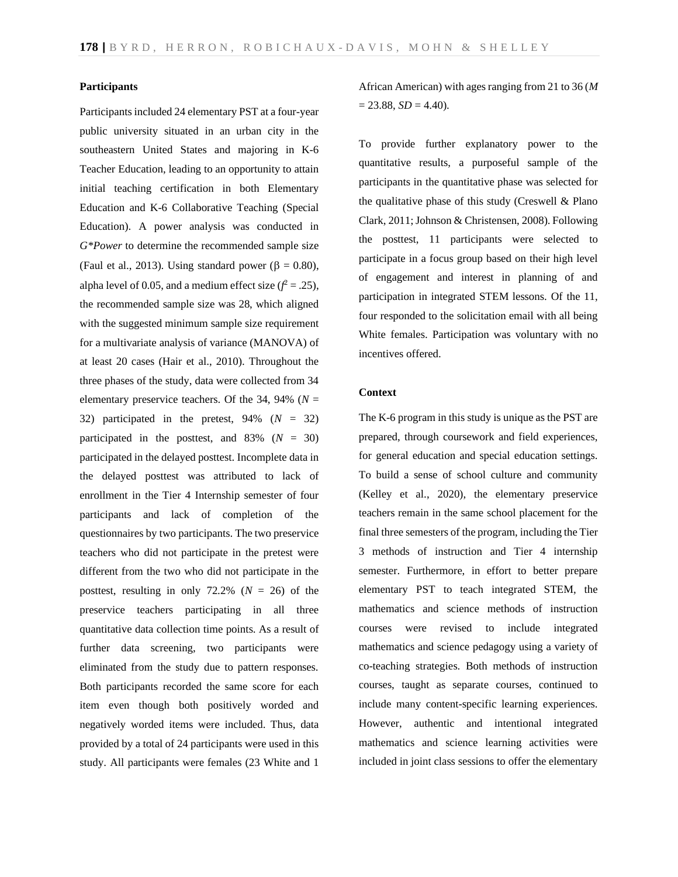### Participants

Participants included 24 elementary PST at a four-year public university situated in an urban city in the southeastern United States and majoring in K-6 Teacher Education, leading to an opportunity to attain initial teaching certification in both Elementary Education and K-6 Collaborative Teaching (Special Education). A power analysis was conducted in *G\*Power* to determine the recommended sample size (Faul et al., 2013). Using standard power ($\beta$ = 0.80), alpha level of 0.05, and a medium effect size ($f^2$ = .25), the recommended sample size was 28, which aligned with the suggested minimum sample size requirement for a multivariate analysis of variance (MANOVA) of at least 20 cases (Hair et al., 2010). Throughout the three phases of the study, data were collected from 34 elementary preservice teachers. Of the 34, 94% ($N$ = 32) participated in the pretest, 94% ($N$ = 32) participated in the posttest, and 83% ($N$ = 30) participated in the delayed posttest. Incomplete data in the delayed posttest was attributed to lack of enrollment in the Tier 4 Internship semester of four participants and lack of completion of the questionnaires by two participants. The two preservice teachers who did not participate in the pretest were different from the two who did not participate in the posttest, resulting in only 72.2% ($N$ = 26) of the preservice teachers participating in all three quantitative data collection time points. As a result of further data screening, two participants were eliminated from the study due to pattern responses. Both participants recorded the same score for each item even though both positively worded and negatively worded items were included. Thus, data provided by a total of 24 participants were used in this study. All participants were females (23 White and 1 African American) with ages ranging from 21 to 36 ($M$ = 23.88, $SD$ = 4.40).

To provide further explanatory power to the quantitative results, a purposeful sample of the participants in the quantitative phase was selected for the qualitative phase of this study (Creswell & Plano Clark, 2011; Johnson & Christensen, 2008). Following the posttest, 11 participants were selected to participate in a focus group based on their high level of engagement and interest in planning of and participation in integrated STEM lessons. Of the 11, four responded to the solicitation email with all being White females. Participation was voluntary with no incentives offered.

### Context

The K-6 program in this study is unique as the PST are prepared, through coursework and field experiences, for general education and special education settings. To build a sense of school culture and community (Kelley et al., 2020), the elementary preservice teachers remain in the same school placement for the final three semesters of the program, including the Tier 3 methods of instruction and Tier 4 internship semester. Furthermore, in effort to better prepare elementary PST to teach integrated STEM, the mathematics and science methods of instruction courses were revised to include integrated mathematics and science pedagogy using a variety of co-teaching strategies. Both methods of instruction courses, taught as separate courses, continued to include many content-specific learning experiences. However, authentic and intentional integrated mathematics and science learning activities were included in joint class sessions to offer the elementary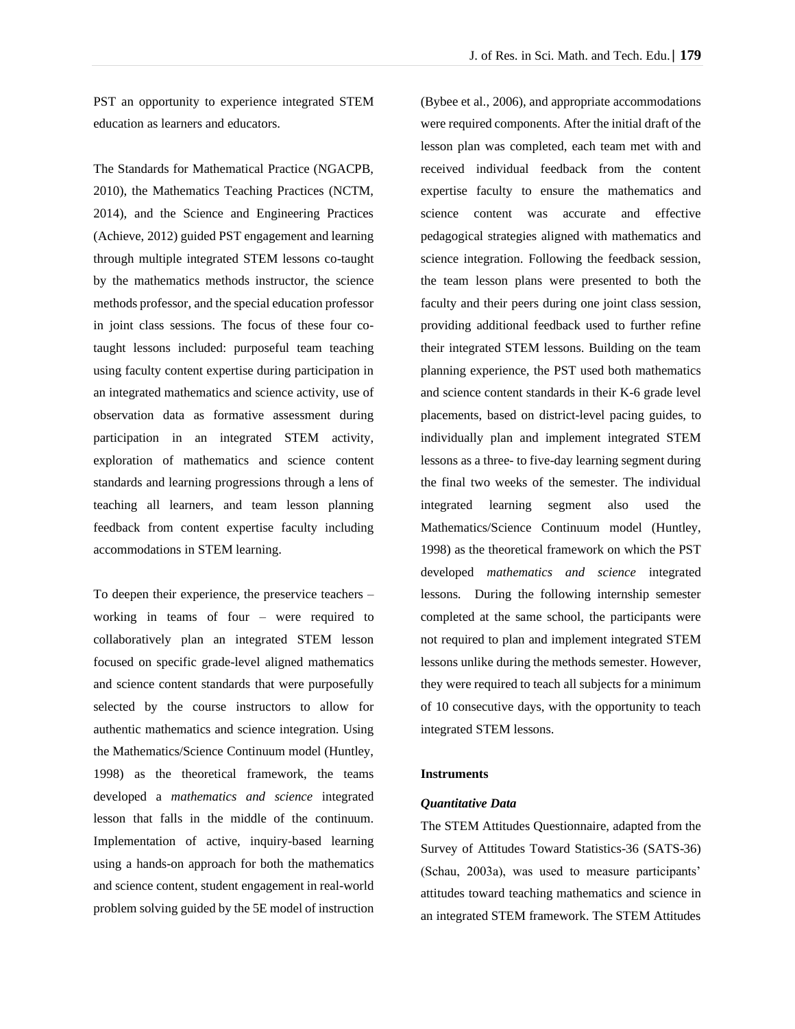PST an opportunity to experience integrated STEM education as learners and educators.

The Standards for Mathematical Practice (NGACPB, 2010), the Mathematics Teaching Practices (NCTM, 2014), and the Science and Engineering Practices (Achieve, 2012) guided PST engagement and learning through multiple integrated STEM lessons co-taught by the mathematics methods instructor, the science methods professor, and the special education professor in joint class sessions. The focus of these four co-taught lessons included: purposeful team teaching using faculty content expertise during participation in an integrated mathematics and science activity, use of observation data as formative assessment during participation in an integrated STEM activity, exploration of mathematics and science content standards and learning progressions through a lens of teaching all learners, and team lesson planning feedback from content expertise faculty including accommodations in STEM learning.

To deepen their experience, the preservice teachers – working in teams of four – were required to collaboratively plan an integrated STEM lesson focused on specific grade-level aligned mathematics and science content standards that were purposefully selected by the course instructors to allow for authentic mathematics and science integration. Using the Mathematics/Science Continuum model (Huntley, 1998) as the theoretical framework, the teams developed a *mathematics and science* integrated lesson that falls in the middle of the continuum. Implementation of active, inquiry-based learning using a hands-on approach for both the mathematics and science content, student engagement in real-world problem solving guided by the 5E model of instruction (Bybee et al., 2006), and appropriate accommodations were required components. After the initial draft of the lesson plan was completed, each team met with and received individual feedback from the content expertise faculty to ensure the mathematics and science content was accurate and effective pedagogical strategies aligned with mathematics and science integration. Following the feedback session, the team lesson plans were presented to both the faculty and their peers during one joint class session, providing additional feedback used to further refine their integrated STEM lessons. Building on the team planning experience, the PST used both mathematics and science content standards in their K-6 grade level placements, based on district-level pacing guides, to individually plan and implement integrated STEM lessons as a three- to five-day learning segment during the final two weeks of the semester. The individual integrated learning segment also used the Mathematics/Science Continuum model (Huntley, 1998) as the theoretical framework on which the PST developed *mathematics and science* integrated lessons. During the following internship semester completed at the same school, the participants were not required to plan and implement integrated STEM lessons unlike during the methods semester. However, they were required to teach all subjects for a minimum of 10 consecutive days, with the opportunity to teach integrated STEM lessons.

**Instruments**

***Quantitative Data***

The STEM Attitudes Questionnaire, adapted from the Survey of Attitudes Toward Statistics-36 (SATS-36) (Schau, 2003a), was used to measure participants' attitudes toward teaching mathematics and science in an integrated STEM framework. The STEM Attitudes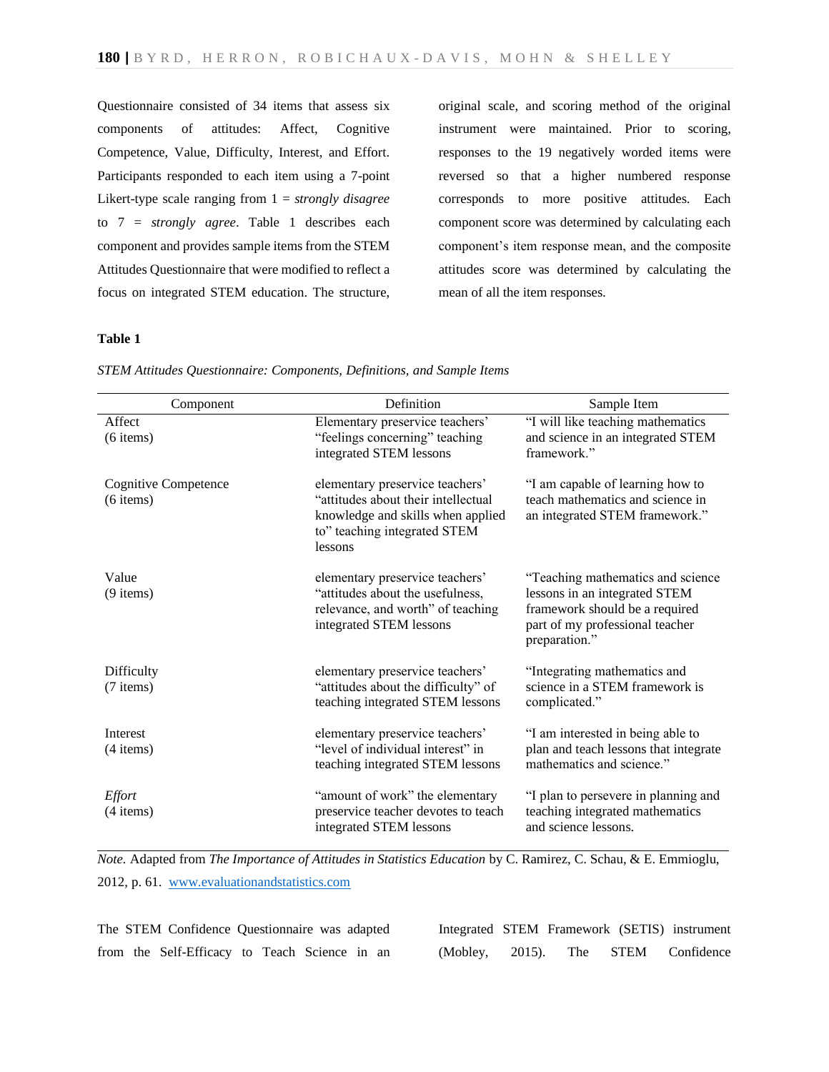Questionnaire consisted of 34 items that assess six components of attitudes: Affect, Cognitive Competence, Value, Difficulty, Interest, and Effort. Participants responded to each item using a 7-point Likert-type scale ranging from 1 = *strongly disagree* to 7 = *strongly agree*. Table 1 describes each component and provides sample items from the STEM Attitudes Questionnaire that were modified to reflect a focus on integrated STEM education. The structure, original scale, and scoring method of the original instrument were maintained. Prior to scoring, responses to the 19 negatively worded items were reversed so that a higher numbered response corresponds to more positive attitudes. Each component score was determined by calculating each component's item response mean, and the composite attitudes score was determined by calculating the mean of all the item responses.

**Table 1**

*STEM Attitudes Questionnaire: Components, Definitions, and Sample Items*

| Component | Definition | Sample Item |
|---|---|---|
| Affect (6 items) | Elementary preservice teachers' "feelings concerning" teaching integrated STEM lessons | "I will like teaching mathematics and science in an integrated STEM framework." |
| Cognitive Competence (6 items) | elementary preservice teachers' "attitudes about their intellectual knowledge and skills when applied to" teaching integrated STEM lessons | "I am capable of learning how to teach mathematics and science in an integrated STEM framework." |
| Value (9 items) | elementary preservice teachers' "attitudes about the usefulness, relevance, and worth" of teaching integrated STEM lessons | "Teaching mathematics and science lessons in an integrated STEM framework should be a required part of my professional teacher preparation." |
| Difficulty (7 items) | elementary preservice teachers' "attitudes about the difficulty" of teaching integrated STEM lessons | "Integrating mathematics and science in a STEM framework is complicated." |
| Interest (4 items) | elementary preservice teachers' "level of individual interest" in teaching integrated STEM lessons | "I am interested in being able to plan and teach lessons that integrate mathematics and science." |
| *Effort* (4 items) | "amount of work" the elementary preservice teacher devotes to teach integrated STEM lessons | "I plan to persevere in planning and teaching integrated mathematics and science lessons. |

*Note.* Adapted from *The Importance of Attitudes in Statistics Education* by C. Ramirez, C. Schau, & E. Emmioglu, 2012, p. 61. www.evaluationandstatistics.com

The STEM Confidence Questionnaire was adapted from the Self-Efficacy to Teach Science in an Integrated STEM Framework (SETIS) instrument (Mobley, 2015). The STEM Confidence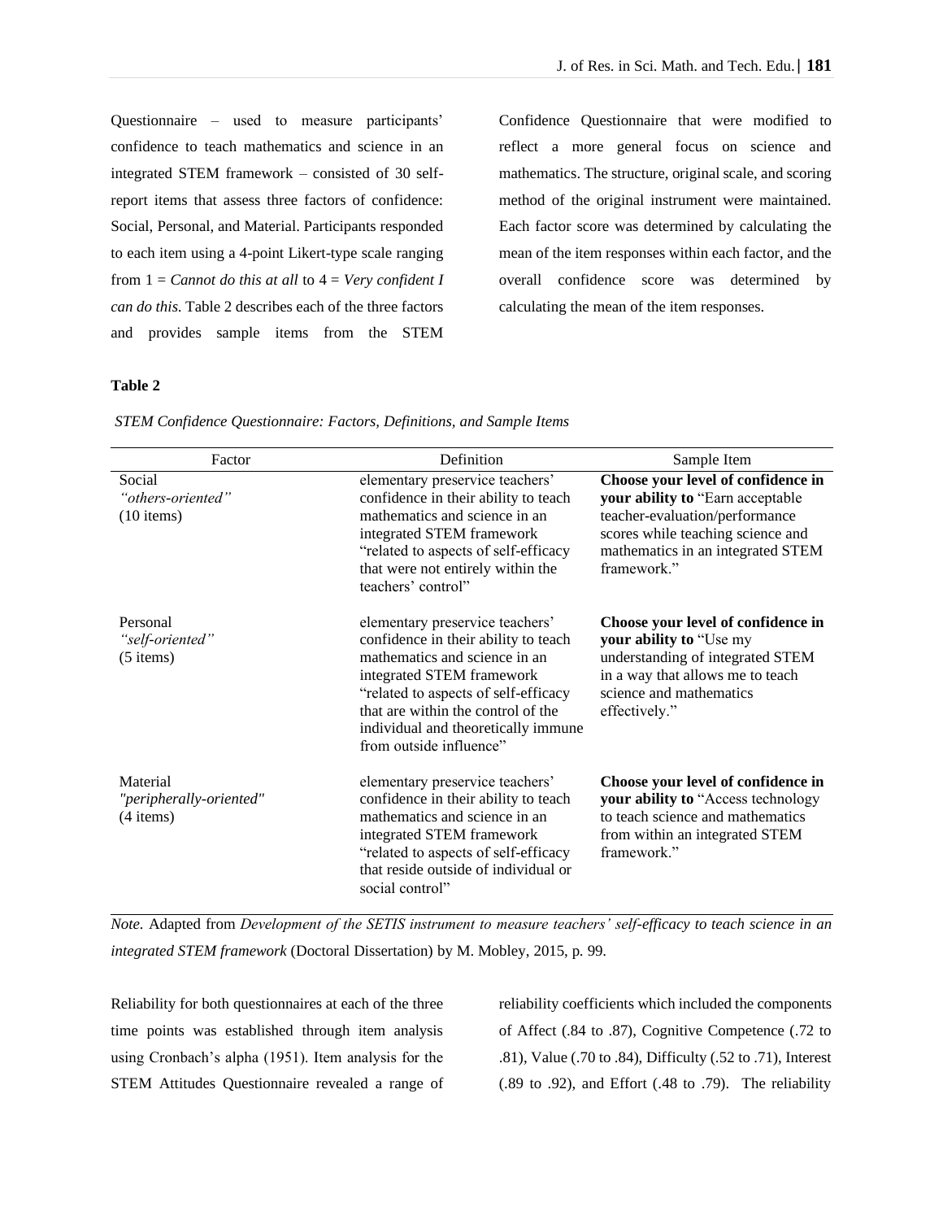Questionnaire – used to measure participants' confidence to teach mathematics and science in an integrated STEM framework – consisted of 30 self-report items that assess three factors of confidence: Social, Personal, and Material. Participants responded to each item using a 4-point Likert-type scale ranging from 1 = *Cannot do this at all* to 4 = *Very confident I can do this.* Table 2 describes each of the three factors and provides sample items from the STEM Confidence Questionnaire that were modified to reflect a more general focus on science and mathematics. The structure, original scale, and scoring method of the original instrument were maintained. Each factor score was determined by calculating the mean of the item responses within each factor, and the overall confidence score was determined by calculating the mean of the item responses.

**Table 2**

*STEM Confidence Questionnaire: Factors, Definitions, and Sample Items*

| Factor | Definition | Sample Item |
|---|---|---|
| Social *"others-oriented"* (10 items) | elementary preservice teachers' confidence in their ability to teach mathematics and science in an integrated STEM framework "related to aspects of self-efficacy that were not entirely within the teachers' control" | **Choose your level of confidence in your ability to** "Earn acceptable teacher-evaluation/performance scores while teaching science and mathematics in an integrated STEM framework." |
| Personal *"self-oriented"* (5 items) | elementary preservice teachers' confidence in their ability to teach mathematics and science in an integrated STEM framework "related to aspects of self-efficacy that are within the control of the individual and theoretically immune from outside influence" | **Choose your level of confidence in your ability to** "Use my understanding of integrated STEM in a way that allows me to teach science and mathematics effectively." |
| Material *"peripherally-oriented"* (4 items) | elementary preservice teachers' confidence in their ability to teach mathematics and science in an integrated STEM framework "related to aspects of self-efficacy that reside outside of individual or social control" | **Choose your level of confidence in your ability to** "Access technology to teach science and mathematics from within an integrated STEM framework." |

*Note.* Adapted from *Development of the SETIS instrument to measure teachers' self-efficacy to teach science in an integrated STEM framework* (Doctoral Dissertation) by M. Mobley, 2015, p. 99.

Reliability for both questionnaires at each of the three time points was established through item analysis using Cronbach's alpha (1951). Item analysis for the STEM Attitudes Questionnaire revealed a range of reliability coefficients which included the components of Affect (.84 to .87), Cognitive Competence (.72 to .81), Value (.70 to .84), Difficulty (.52 to .71), Interest (.89 to .92), and Effort (.48 to .79). The reliability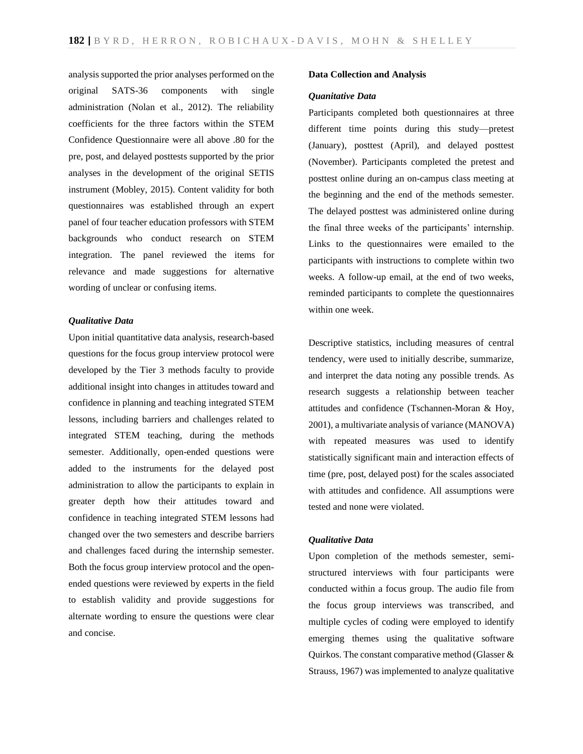analysis supported the prior analyses performed on the original SATS-36 components with single administration (Nolan et al., 2012). The reliability coefficients for the three factors within the STEM Confidence Questionnaire were all above .80 for the pre, post, and delayed posttests supported by the prior analyses in the development of the original SETIS instrument (Mobley, 2015). Content validity for both questionnaires was established through an expert panel of four teacher education professors with STEM backgrounds who conduct research on STEM integration. The panel reviewed the items for relevance and made suggestions for alternative wording of unclear or confusing items.

***Qualitative Data***

Upon initial quantitative data analysis, research-based questions for the focus group interview protocol were developed by the Tier 3 methods faculty to provide additional insight into changes in attitudes toward and confidence in planning and teaching integrated STEM lessons, including barriers and challenges related to integrated STEM teaching, during the methods semester. Additionally, open-ended questions were added to the instruments for the delayed post administration to allow the participants to explain in greater depth how their attitudes toward and confidence in teaching integrated STEM lessons had changed over the two semesters and describe barriers and challenges faced during the internship semester. Both the focus group interview protocol and the open-ended questions were reviewed by experts in the field to establish validity and provide suggestions for alternate wording to ensure the questions were clear and concise.

**Data Collection and Analysis**

***Quanitative Data***

Participants completed both questionnaires at three different time points during this study—pretest (January), posttest (April), and delayed posttest (November). Participants completed the pretest and posttest online during an on-campus class meeting at the beginning and the end of the methods semester. The delayed posttest was administered online during the final three weeks of the participants' internship. Links to the questionnaires were emailed to the participants with instructions to complete within two weeks. A follow-up email, at the end of two weeks, reminded participants to complete the questionnaires within one week.

Descriptive statistics, including measures of central tendency, were used to initially describe, summarize, and interpret the data noting any possible trends. As research suggests a relationship between teacher attitudes and confidence (Tschannen-Moran & Hoy, 2001), a multivariate analysis of variance (MANOVA) with repeated measures was used to identify statistically significant main and interaction effects of time (pre, post, delayed post) for the scales associated with attitudes and confidence. All assumptions were tested and none were violated.

***Qualitative Data***

Upon completion of the methods semester, semi-structured interviews with four participants were conducted within a focus group. The audio file from the focus group interviews was transcribed, and multiple cycles of coding were employed to identify emerging themes using the qualitative software Quirkos. The constant comparative method (Glasser & Strauss, 1967) was implemented to analyze qualitative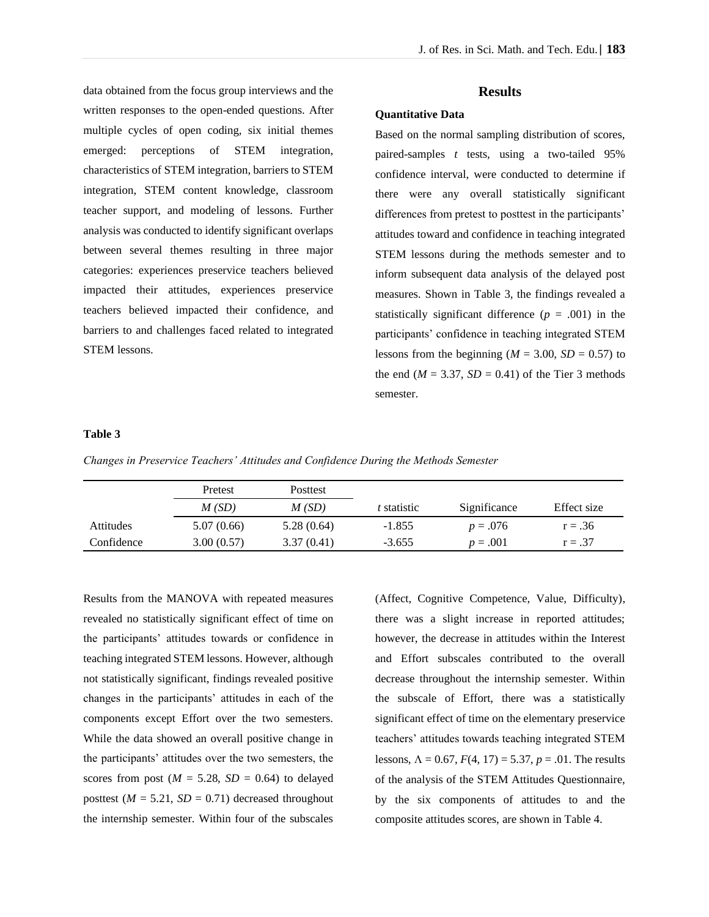data obtained from the focus group interviews and the written responses to the open-ended questions. After multiple cycles of open coding, six initial themes emerged: perceptions of STEM integration, characteristics of STEM integration, barriers to STEM integration, STEM content knowledge, classroom teacher support, and modeling of lessons. Further analysis was conducted to identify significant overlaps between several themes resulting in three major categories: experiences preservice teachers believed impacted their attitudes, experiences preservice teachers believed impacted their confidence, and barriers to and challenges faced related to integrated STEM lessons.

## Results

### Quantitative Data

Based on the normal sampling distribution of scores, paired-samples *t* tests, using a two-tailed 95% confidence interval, were conducted to determine if there were any overall statistically significant differences from pretest to posttest in the participants' attitudes toward and confidence in teaching integrated STEM lessons during the methods semester and to inform subsequent data analysis of the delayed post measures. Shown in Table 3, the findings revealed a statistically significant difference ($p$ = .001) in the participants' confidence in teaching integrated STEM lessons from the beginning ($M$ = 3.00, $SD$ = 0.57) to the end ($M$ = 3.37, $SD$ = 0.41) of the Tier 3 methods semester.

**Table 3**

*Changes in Preservice Teachers' Attitudes and Confidence During the Methods Semester*

| | Pretest | Posttest | | | |
|---|---|---|---|---|---|
| | *M (SD)* | *M (SD)* | *t* statistic | Significance | Effect size |
| Attitudes | 5.07 (0.66) | 5.28 (0.64) | -1.855 | $p$ = .076 | r = .36 |
| Confidence | 3.00 (0.57) | 3.37 (0.41) | -3.655 | $p$ = .001 | r = .37 |

Results from the MANOVA with repeated measures revealed no statistically significant effect of time on the participants' attitudes towards or confidence in teaching integrated STEM lessons. However, although not statistically significant, findings revealed positive changes in the participants' attitudes in each of the components except Effort over the two semesters. While the data showed an overall positive change in the participants' attitudes over the two semesters, the scores from post ($M$ = 5.28, $SD$ = 0.64) to delayed posttest ($M$ = 5.21, $SD$ = 0.71) decreased throughout the internship semester. Within four of the subscales (Affect, Cognitive Competence, Value, Difficulty), there was a slight increase in reported attitudes; however, the decrease in attitudes within the Interest and Effort subscales contributed to the overall decrease throughout the internship semester. Within the subscale of Effort, there was a statistically significant effect of time on the elementary preservice teachers' attitudes towards teaching integrated STEM lessons, $\Lambda = 0.67$, $F(4, 17) = 5.37$, $p = .01$. The results of the analysis of the STEM Attitudes Questionnaire, by the six components of attitudes to and the composite attitudes scores, are shown in Table 4.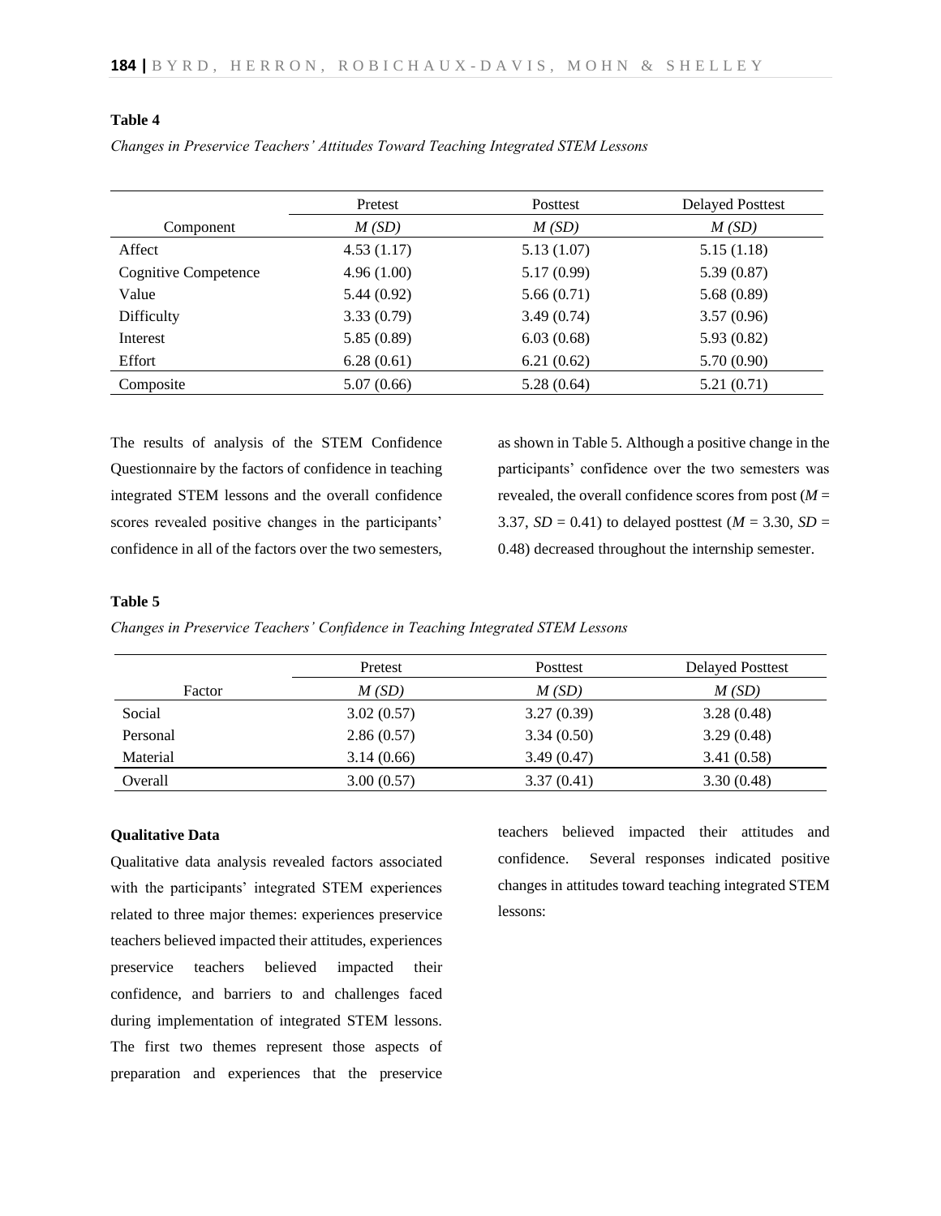**Table 4**

*Changes in Preservice Teachers' Attitudes Toward Teaching Integrated STEM Lessons*

| Component | Pretest | Posttest | Delayed Posttest |
|---|---|---|---|
| | *M (SD)* | *M (SD)* | *M (SD)* |
| Affect | 4.53 (1.17) | 5.13 (1.07) | 5.15 (1.18) |
| Cognitive Competence | 4.96 (1.00) | 5.17 (0.99) | 5.39 (0.87) |
| Value | 5.44 (0.92) | 5.66 (0.71) | 5.68 (0.89) |
| Difficulty | 3.33 (0.79) | 3.49 (0.74) | 3.57 (0.96) |
| Interest | 5.85 (0.89) | 6.03 (0.68) | 5.93 (0.82) |
| Effort | 6.28 (0.61) | 6.21 (0.62) | 5.70 (0.90) |
| Composite | 5.07 (0.66) | 5.28 (0.64) | 5.21 (0.71) |

The results of analysis of the STEM Confidence Questionnaire by the factors of confidence in teaching integrated STEM lessons and the overall confidence scores revealed positive changes in the participants' confidence in all of the factors over the two semesters, as shown in Table 5. Although a positive change in the participants' confidence over the two semesters was revealed, the overall confidence scores from post ($M$ = 3.37, $SD$ = 0.41) to delayed posttest ($M$ = 3.30, $SD$ = 0.48) decreased throughout the internship semester.

**Table 5**

*Changes in Preservice Teachers' Confidence in Teaching Integrated STEM Lessons*

| Factor | Pretest | Posttest | Delayed Posttest |
|---|---|---|---|
| | *M (SD)* | *M (SD)* | *M (SD)* |
| Social | 3.02 (0.57) | 3.27 (0.39) | 3.28 (0.48) |
| Personal | 2.86 (0.57) | 3.34 (0.50) | 3.29 (0.48) |
| Material | 3.14 (0.66) | 3.49 (0.47) | 3.41 (0.58) |
| Overall | 3.00 (0.57) | 3.37 (0.41) | 3.30 (0.48) |

**Qualitative Data**

Qualitative data analysis revealed factors associated with the participants' integrated STEM experiences related to three major themes: experiences preservice teachers believed impacted their attitudes, experiences preservice teachers believed impacted their confidence, and barriers to and challenges faced during implementation of integrated STEM lessons. The first two themes represent those aspects of preparation and experiences that the preservice teachers believed impacted their attitudes and confidence. Several responses indicated positive changes in attitudes toward teaching integrated STEM lessons: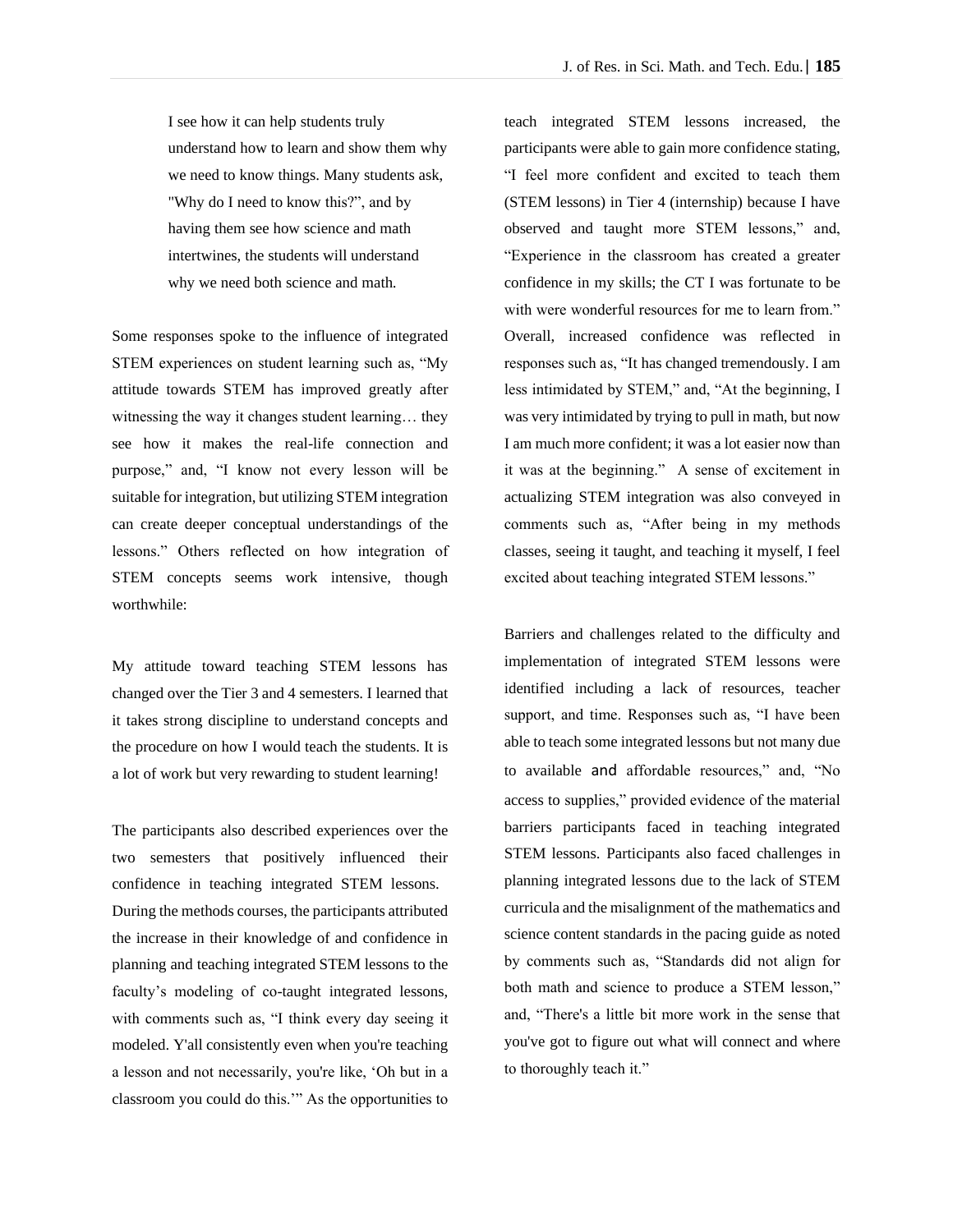> I see how it can help students truly understand how to learn and show them why we need to know things. Many students ask, "Why do I need to know this?", and by having them see how science and math intertwines, the students will understand why we need both science and math.

Some responses spoke to the influence of integrated STEM experiences on student learning such as, "My attitude towards STEM has improved greatly after witnessing the way it changes student learning… they see how it makes the real-life connection and purpose," and, "I know not every lesson will be suitable for integration, but utilizing STEM integration can create deeper conceptual understandings of the lessons." Others reflected on how integration of STEM concepts seems work intensive, though worthwhile:

My attitude toward teaching STEM lessons has changed over the Tier 3 and 4 semesters. I learned that it takes strong discipline to understand concepts and the procedure on how I would teach the students. It is a lot of work but very rewarding to student learning!

The participants also described experiences over the two semesters that positively influenced their confidence in teaching integrated STEM lessons. During the methods courses, the participants attributed the increase in their knowledge of and confidence in planning and teaching integrated STEM lessons to the faculty's modeling of co-taught integrated lessons, with comments such as, "I think every day seeing it modeled. Y'all consistently even when you're teaching a lesson and not necessarily, you're like, 'Oh but in a classroom you could do this.'" As the opportunities to teach integrated STEM lessons increased, the participants were able to gain more confidence stating, "I feel more confident and excited to teach them (STEM lessons) in Tier 4 (internship) because I have observed and taught more STEM lessons," and, "Experience in the classroom has created a greater confidence in my skills; the CT I was fortunate to be with were wonderful resources for me to learn from." Overall, increased confidence was reflected in responses such as, "It has changed tremendously. I am less intimidated by STEM," and, "At the beginning, I was very intimidated by trying to pull in math, but now I am much more confident; it was a lot easier now than it was at the beginning." A sense of excitement in actualizing STEM integration was also conveyed in comments such as, "After being in my methods classes, seeing it taught, and teaching it myself, I feel excited about teaching integrated STEM lessons."

Barriers and challenges related to the difficulty and implementation of integrated STEM lessons were identified including a lack of resources, teacher support, and time. Responses such as, "I have been able to teach some integrated lessons but not many due to available and affordable resources," and, "No access to supplies," provided evidence of the material barriers participants faced in teaching integrated STEM lessons. Participants also faced challenges in planning integrated lessons due to the lack of STEM curricula and the misalignment of the mathematics and science content standards in the pacing guide as noted by comments such as, "Standards did not align for both math and science to produce a STEM lesson," and, "There's a little bit more work in the sense that you've got to figure out what will connect and where to thoroughly teach it."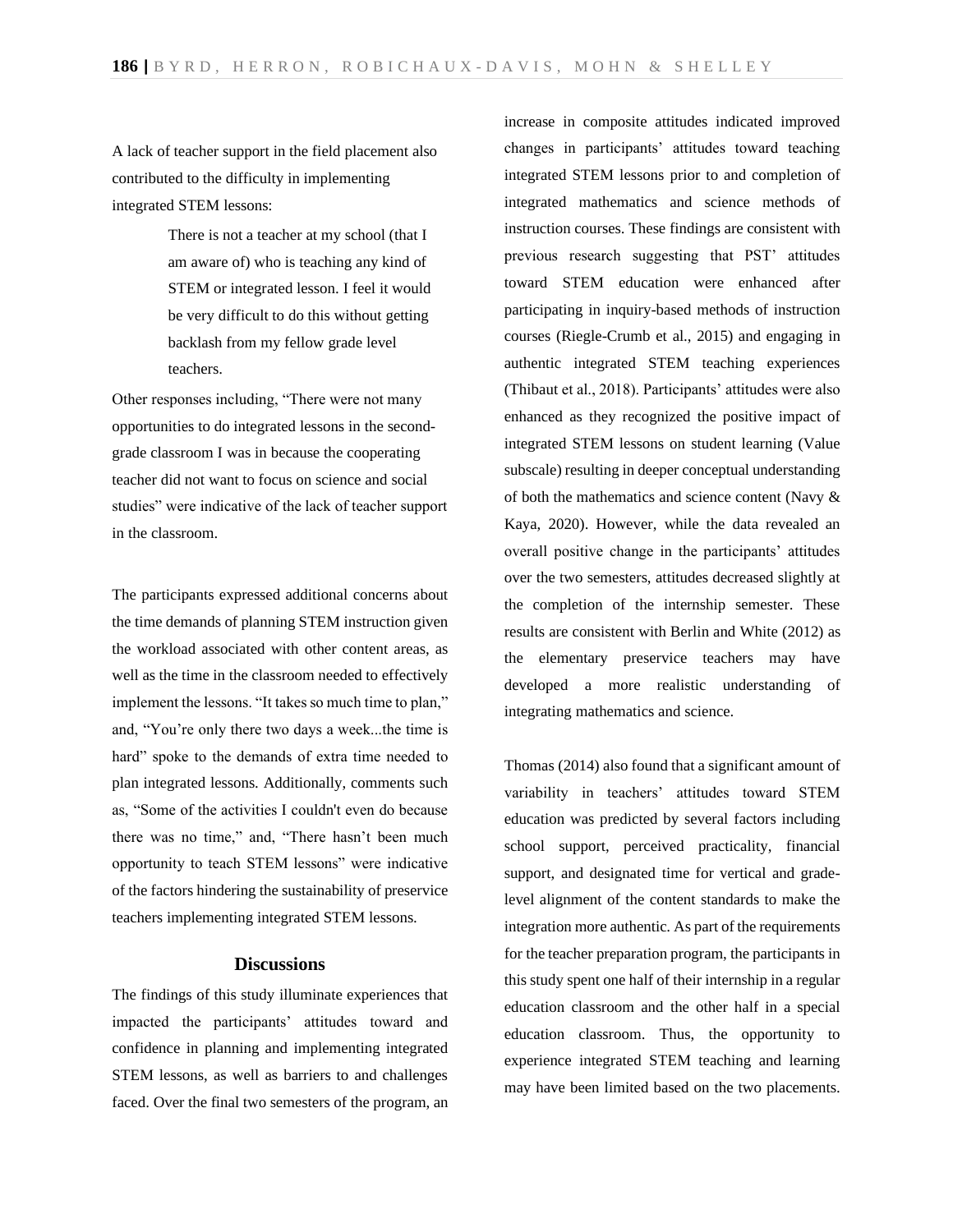A lack of teacher support in the field placement also contributed to the difficulty in implementing integrated STEM lessons:

> There is not a teacher at my school (that I am aware of) who is teaching any kind of STEM or integrated lesson. I feel it would be very difficult to do this without getting backlash from my fellow grade level teachers.

Other responses including, "There were not many opportunities to do integrated lessons in the second-grade classroom I was in because the cooperating teacher did not want to focus on science and social studies" were indicative of the lack of teacher support in the classroom.

The participants expressed additional concerns about the time demands of planning STEM instruction given the workload associated with other content areas, as well as the time in the classroom needed to effectively implement the lessons. "It takes so much time to plan," and, "You're only there two days a week...the time is hard" spoke to the demands of extra time needed to plan integrated lessons. Additionally, comments such as, "Some of the activities I couldn't even do because there was no time," and, "There hasn't been much opportunity to teach STEM lessons" were indicative of the factors hindering the sustainability of preservice teachers implementing integrated STEM lessons.

## Discussions

The findings of this study illuminate experiences that impacted the participants' attitudes toward and confidence in planning and implementing integrated STEM lessons, as well as barriers to and challenges faced. Over the final two semesters of the program, an increase in composite attitudes indicated improved changes in participants' attitudes toward teaching integrated STEM lessons prior to and completion of integrated mathematics and science methods of instruction courses. These findings are consistent with previous research suggesting that PST' attitudes toward STEM education were enhanced after participating in inquiry-based methods of instruction courses (Riegle-Crumb et al., 2015) and engaging in authentic integrated STEM teaching experiences (Thibaut et al., 2018). Participants' attitudes were also enhanced as they recognized the positive impact of integrated STEM lessons on student learning (Value subscale) resulting in deeper conceptual understanding of both the mathematics and science content (Navy & Kaya, 2020). However, while the data revealed an overall positive change in the participants' attitudes over the two semesters, attitudes decreased slightly at the completion of the internship semester. These results are consistent with Berlin and White (2012) as the elementary preservice teachers may have developed a more realistic understanding of integrating mathematics and science.

Thomas (2014) also found that a significant amount of variability in teachers' attitudes toward STEM education was predicted by several factors including school support, perceived practicality, financial support, and designated time for vertical and grade-level alignment of the content standards to make the integration more authentic. As part of the requirements for the teacher preparation program, the participants in this study spent one half of their internship in a regular education classroom and the other half in a special education classroom. Thus, the opportunity to experience integrated STEM teaching and learning may have been limited based on the two placements.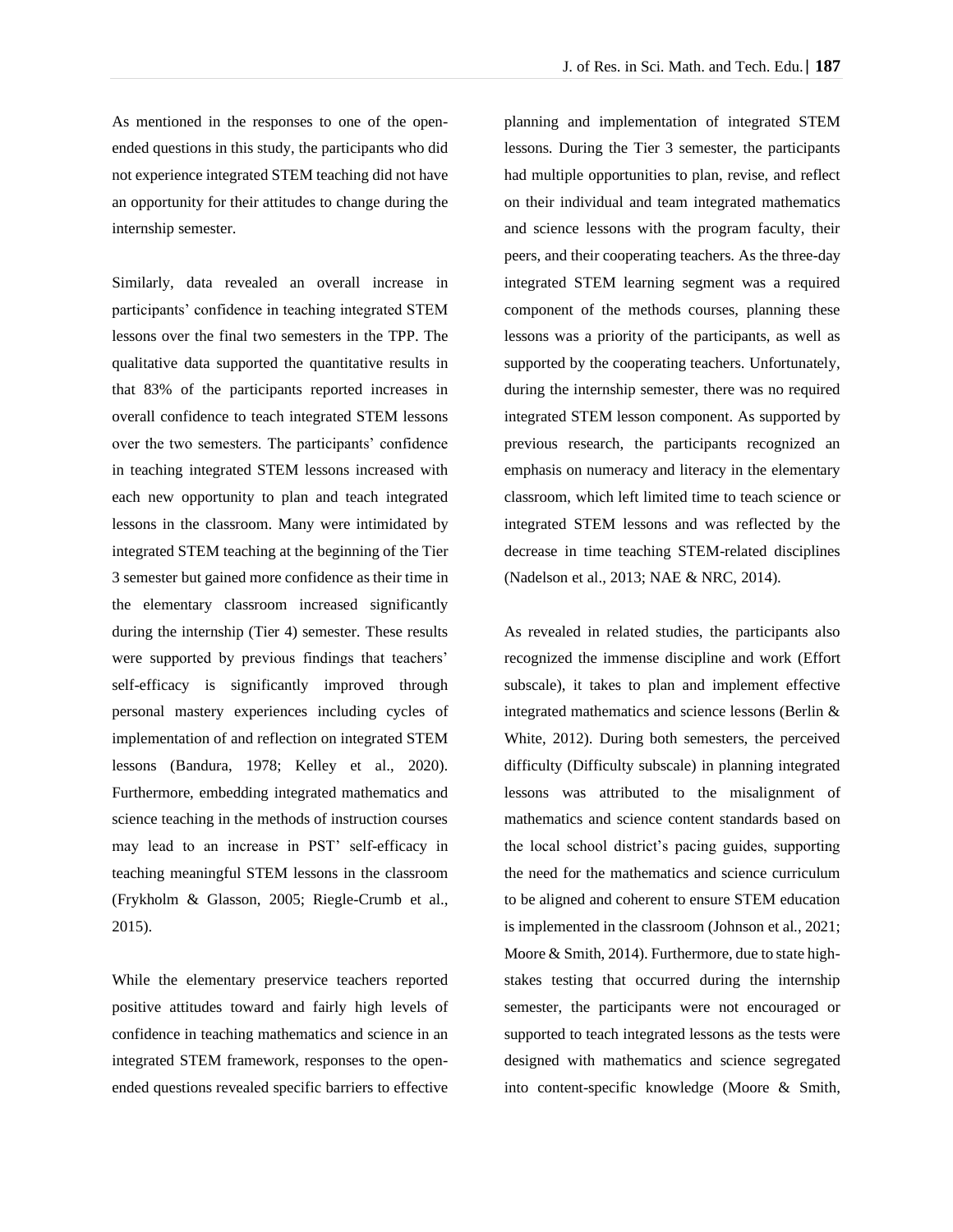As mentioned in the responses to one of the open-ended questions in this study, the participants who did not experience integrated STEM teaching did not have an opportunity for their attitudes to change during the internship semester.

Similarly, data revealed an overall increase in participants' confidence in teaching integrated STEM lessons over the final two semesters in the TPP. The qualitative data supported the quantitative results in that 83% of the participants reported increases in overall confidence to teach integrated STEM lessons over the two semesters. The participants' confidence in teaching integrated STEM lessons increased with each new opportunity to plan and teach integrated lessons in the classroom. Many were intimidated by integrated STEM teaching at the beginning of the Tier 3 semester but gained more confidence as their time in the elementary classroom increased significantly during the internship (Tier 4) semester. These results were supported by previous findings that teachers' self-efficacy is significantly improved through personal mastery experiences including cycles of implementation of and reflection on integrated STEM lessons (Bandura, 1978; Kelley et al., 2020). Furthermore, embedding integrated mathematics and science teaching in the methods of instruction courses may lead to an increase in PST' self-efficacy in teaching meaningful STEM lessons in the classroom (Frykholm & Glasson, 2005; Riegle-Crumb et al., 2015).

While the elementary preservice teachers reported positive attitudes toward and fairly high levels of confidence in teaching mathematics and science in an integrated STEM framework, responses to the open-ended questions revealed specific barriers to effective planning and implementation of integrated STEM lessons. During the Tier 3 semester, the participants had multiple opportunities to plan, revise, and reflect on their individual and team integrated mathematics and science lessons with the program faculty, their peers, and their cooperating teachers. As the three-day integrated STEM learning segment was a required component of the methods courses, planning these lessons was a priority of the participants, as well as supported by the cooperating teachers. Unfortunately, during the internship semester, there was no required integrated STEM lesson component. As supported by previous research, the participants recognized an emphasis on numeracy and literacy in the elementary classroom, which left limited time to teach science or integrated STEM lessons and was reflected by the decrease in time teaching STEM-related disciplines (Nadelson et al., 2013; NAE & NRC, 2014).

As revealed in related studies, the participants also recognized the immense discipline and work (Effort subscale), it takes to plan and implement effective integrated mathematics and science lessons (Berlin & White, 2012). During both semesters, the perceived difficulty (Difficulty subscale) in planning integrated lessons was attributed to the misalignment of mathematics and science content standards based on the local school district's pacing guides, supporting the need for the mathematics and science curriculum to be aligned and coherent to ensure STEM education is implemented in the classroom (Johnson et al., 2021; Moore & Smith, 2014). Furthermore, due to state high-stakes testing that occurred during the internship semester, the participants were not encouraged or supported to teach integrated lessons as the tests were designed with mathematics and science segregated into content-specific knowledge (Moore & Smith,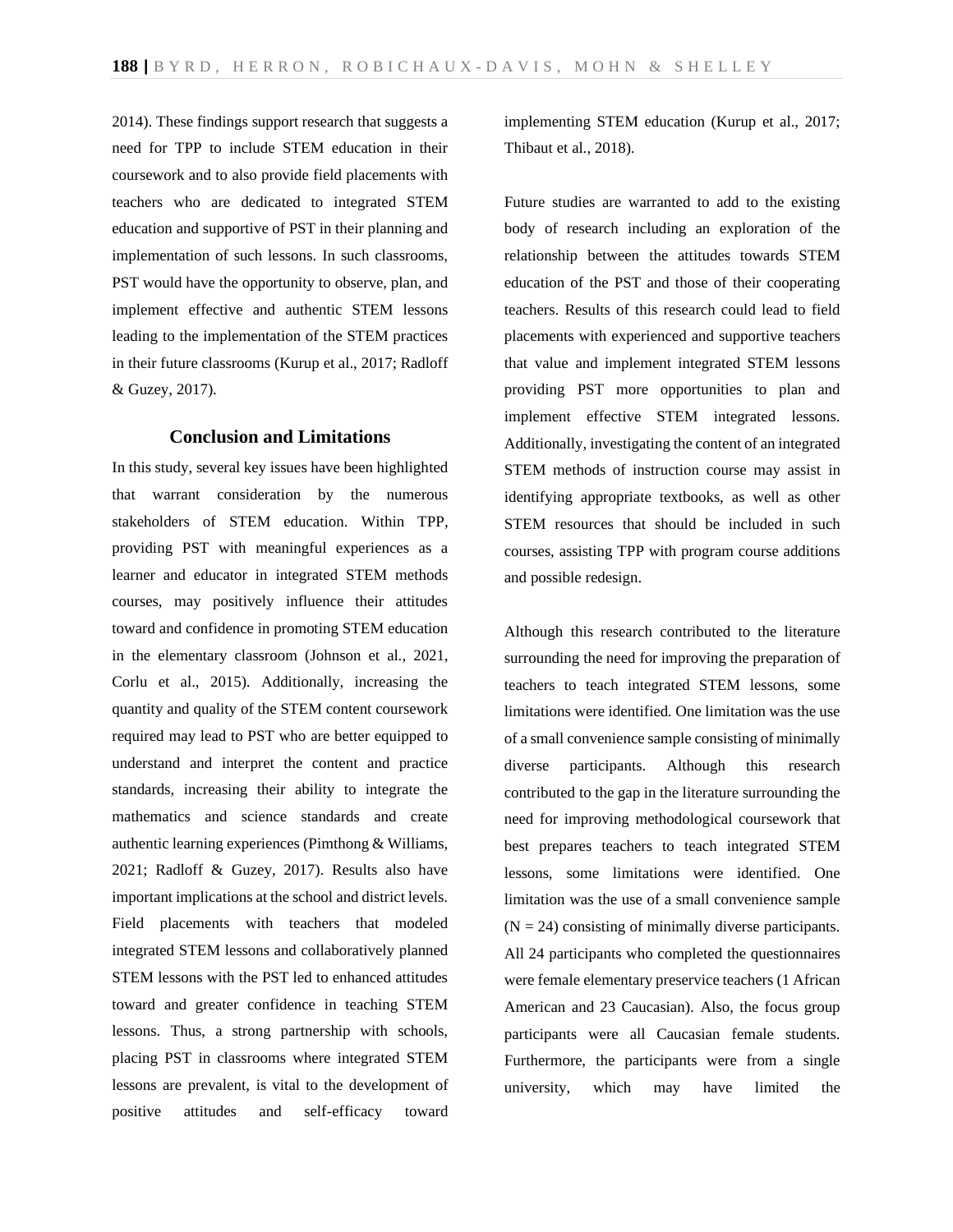2014). These findings support research that suggests a need for TPP to include STEM education in their coursework and to also provide field placements with teachers who are dedicated to integrated STEM education and supportive of PST in their planning and implementation of such lessons. In such classrooms, PST would have the opportunity to observe, plan, and implement effective and authentic STEM lessons leading to the implementation of the STEM practices in their future classrooms (Kurup et al., 2017; Radloff & Guzey, 2017).

## Conclusion and Limitations

In this study, several key issues have been highlighted that warrant consideration by the numerous stakeholders of STEM education. Within TPP, providing PST with meaningful experiences as a learner and educator in integrated STEM methods courses, may positively influence their attitudes toward and confidence in promoting STEM education in the elementary classroom (Johnson et al., 2021, Corlu et al., 2015). Additionally, increasing the quantity and quality of the STEM content coursework required may lead to PST who are better equipped to understand and interpret the content and practice standards, increasing their ability to integrate the mathematics and science standards and create authentic learning experiences (Pimthong & Williams, 2021; Radloff & Guzey, 2017). Results also have important implications at the school and district levels. Field placements with teachers that modeled integrated STEM lessons and collaboratively planned STEM lessons with the PST led to enhanced attitudes toward and greater confidence in teaching STEM lessons. Thus, a strong partnership with schools, placing PST in classrooms where integrated STEM lessons are prevalent, is vital to the development of positive attitudes and self-efficacy toward implementing STEM education (Kurup et al., 2017; Thibaut et al., 2018).

Future studies are warranted to add to the existing body of research including an exploration of the relationship between the attitudes towards STEM education of the PST and those of their cooperating teachers. Results of this research could lead to field placements with experienced and supportive teachers that value and implement integrated STEM lessons providing PST more opportunities to plan and implement effective STEM integrated lessons. Additionally, investigating the content of an integrated STEM methods of instruction course may assist in identifying appropriate textbooks, as well as other STEM resources that should be included in such courses, assisting TPP with program course additions and possible redesign.

Although this research contributed to the literature surrounding the need for improving the preparation of teachers to teach integrated STEM lessons, some limitations were identified. One limitation was the use of a small convenience sample consisting of minimally diverse participants. Although this research contributed to the gap in the literature surrounding the need for improving methodological coursework that best prepares teachers to teach integrated STEM lessons, some limitations were identified. One limitation was the use of a small convenience sample ($N = 24$) consisting of minimally diverse participants. All 24 participants who completed the questionnaires were female elementary preservice teachers (1 African American and 23 Caucasian). Also, the focus group participants were all Caucasian female students. Furthermore, the participants were from a single university, which may have limited the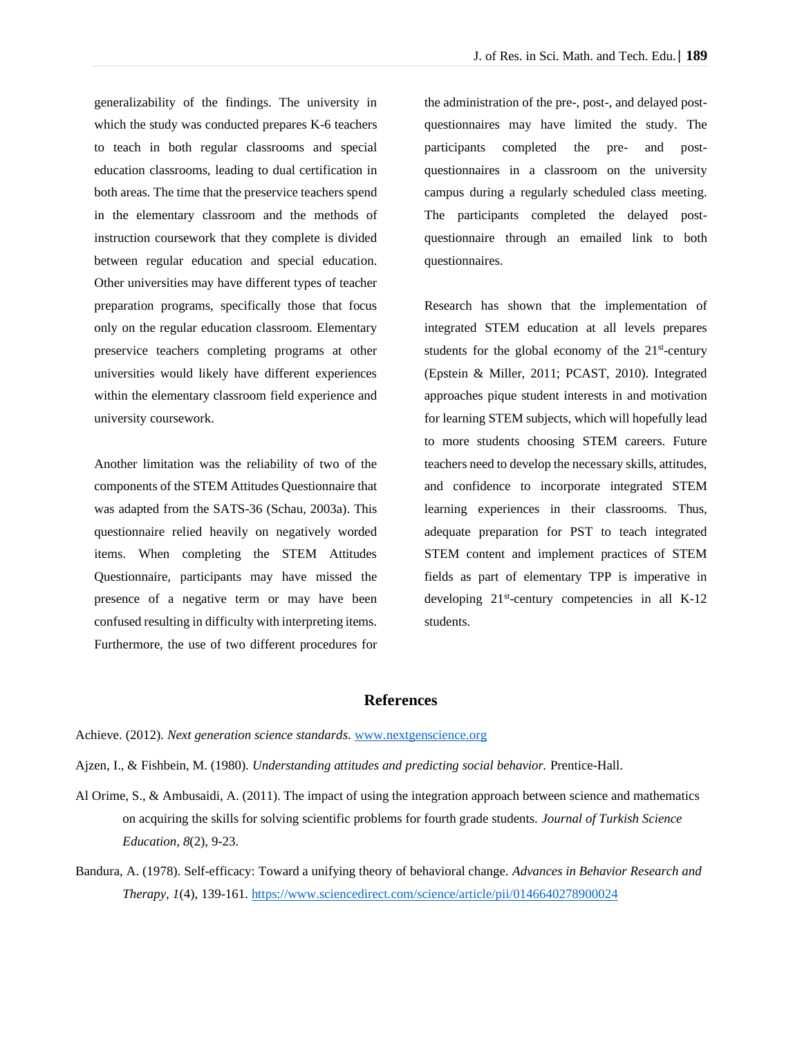generalizability of the findings. The university in which the study was conducted prepares K-6 teachers to teach in both regular classrooms and special education classrooms, leading to dual certification in both areas. The time that the preservice teachers spend in the elementary classroom and the methods of instruction coursework that they complete is divided between regular education and special education. Other universities may have different types of teacher preparation programs, specifically those that focus only on the regular education classroom. Elementary preservice teachers completing programs at other universities would likely have different experiences within the elementary classroom field experience and university coursework.

Another limitation was the reliability of two of the components of the STEM Attitudes Questionnaire that was adapted from the SATS-36 (Schau, 2003a). This questionnaire relied heavily on negatively worded items. When completing the STEM Attitudes Questionnaire, participants may have missed the presence of a negative term or may have been confused resulting in difficulty with interpreting items. Furthermore, the use of two different procedures for the administration of the pre-, post-, and delayed post-questionnaires may have limited the study. The participants completed the pre- and post-questionnaires in a classroom on the university campus during a regularly scheduled class meeting. The participants completed the delayed post-questionnaire through an emailed link to both questionnaires.

Research has shown that the implementation of integrated STEM education at all levels prepares students for the global economy of the 21st-century (Epstein & Miller, 2011; PCAST, 2010). Integrated approaches pique student interests in and motivation for learning STEM subjects, which will hopefully lead to more students choosing STEM careers. Future teachers need to develop the necessary skills, attitudes, and confidence to incorporate integrated STEM learning experiences in their classrooms. Thus, adequate preparation for PST to teach integrated STEM content and implement practices of STEM fields as part of elementary TPP is imperative in developing 21st-century competencies in all K-12 students.

## References

Achieve. (2012). *Next generation science standards*. www.nextgenscience.org

Ajzen, I., & Fishbein, M. (1980). *Understanding attitudes and predicting social behavior.* Prentice-Hall.

Al Orime, S., & Ambusaidi, A. (2011). The impact of using the integration approach between science and mathematics on acquiring the skills for solving scientific problems for fourth grade students. *Journal of Turkish Science Education, 8*(2), 9-23.

Bandura, A. (1978). Self-efficacy: Toward a unifying theory of behavioral change. *Advances in Behavior Research and Therapy*, *1*(4), 139-161. https://www.sciencedirect.com/science/article/pii/0146640278900024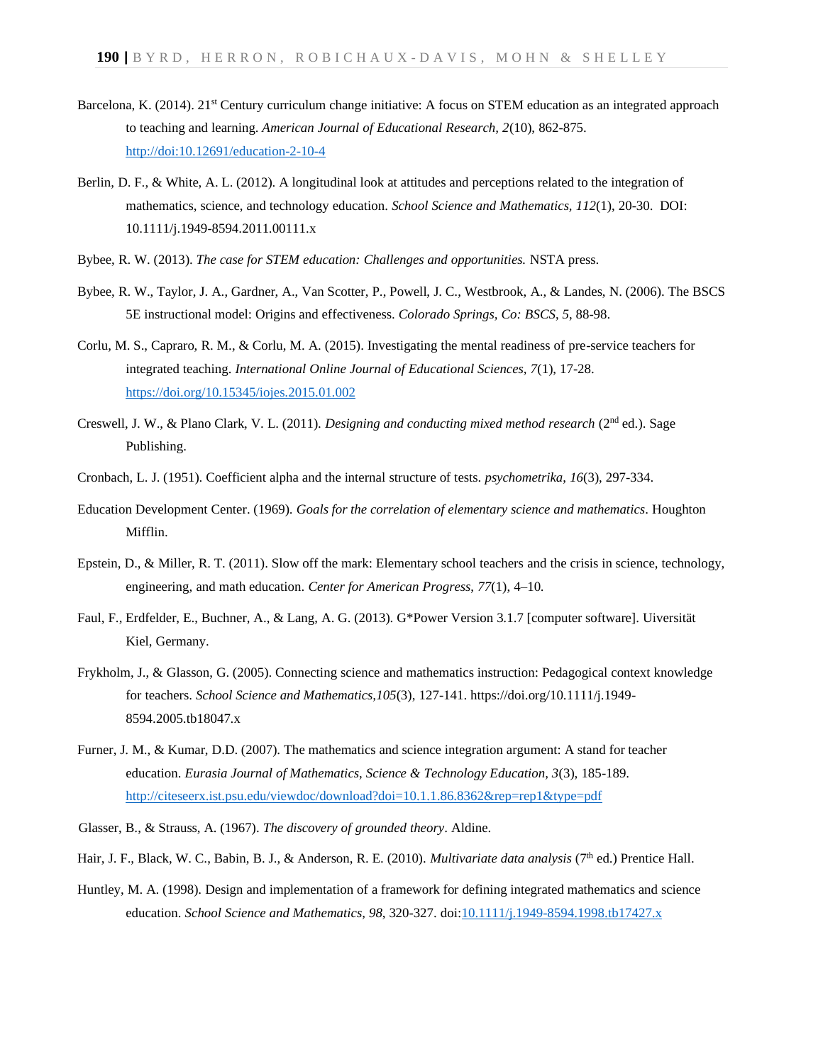Barcelona, K. (2014). 21st Century curriculum change initiative: A focus on STEM education as an integrated approach to teaching and learning. *American Journal of Educational Research, 2*(10), 862-875. http://doi:10.12691/education-2-10-4

Berlin, D. F., & White, A. L. (2012). A longitudinal look at attitudes and perceptions related to the integration of mathematics, science, and technology education. *School Science and Mathematics, 112*(1), 20-30. DOI: 10.1111/j.1949-8594.2011.00111.x

Bybee, R. W. (2013). *The case for STEM education: Challenges and opportunities.* NSTA press.

Bybee, R. W., Taylor, J. A., Gardner, A., Van Scotter, P., Powell, J. C., Westbrook, A., & Landes, N. (2006). The BSCS 5E instructional model: Origins and effectiveness. *Colorado Springs, Co: BSCS, 5*, 88-98.

Corlu, M. S., Capraro, R. M., & Corlu, M. A. (2015). Investigating the mental readiness of pre-service teachers for integrated teaching. *International Online Journal of Educational Sciences, 7*(1), 17-28. https://doi.org/10.15345/iojes.2015.01.002

Creswell, J. W., & Plano Clark, V. L. (2011). *Designing and conducting mixed method research* (2nd ed.). Sage Publishing.

Cronbach, L. J. (1951). Coefficient alpha and the internal structure of tests. *psychometrika*, *16*(3), 297-334.

Education Development Center. (1969). *Goals for the correlation of elementary science and mathematics*. Houghton Mifflin.

Epstein, D., & Miller, R. T. (2011). Slow off the mark: Elementary school teachers and the crisis in science, technology, engineering, and math education. *Center for American Progress*, *77*(1), 4–10.

Faul, F., Erdfelder, E., Buchner, A., & Lang, A. G. (2013). G*Power Version 3.1.7 [computer software]. Uiversität Kiel, Germany.

Frykholm, J., & Glasson, G. (2005). Connecting science and mathematics instruction: Pedagogical context knowledge for teachers. *School Science and Mathematics,105*(3), 127-141. https://doi.org/10.1111/j.1949-8594.2005.tb18047.x

Furner, J. M., & Kumar, D.D. (2007). The mathematics and science integration argument: A stand for teacher education. *Eurasia Journal of Mathematics, Science & Technology Education, 3*(3), 185-189. http://citeseerx.ist.psu.edu/viewdoc/download?doi=10.1.1.86.8362&rep=rep1&type=pdf

Glasser, B., & Strauss, A. (1967). *The discovery of grounded theory*. Aldine.

Hair, J. F., Black, W. C., Babin, B. J., & Anderson, R. E. (2010). *Multivariate data analysis* (7th ed.) Prentice Hall.

Huntley, M. A. (1998). Design and implementation of a framework for defining integrated mathematics and science education. *School Science and Mathematics, 98*, 320-327. doi:10.1111/j.1949-8594.1998.tb17427.x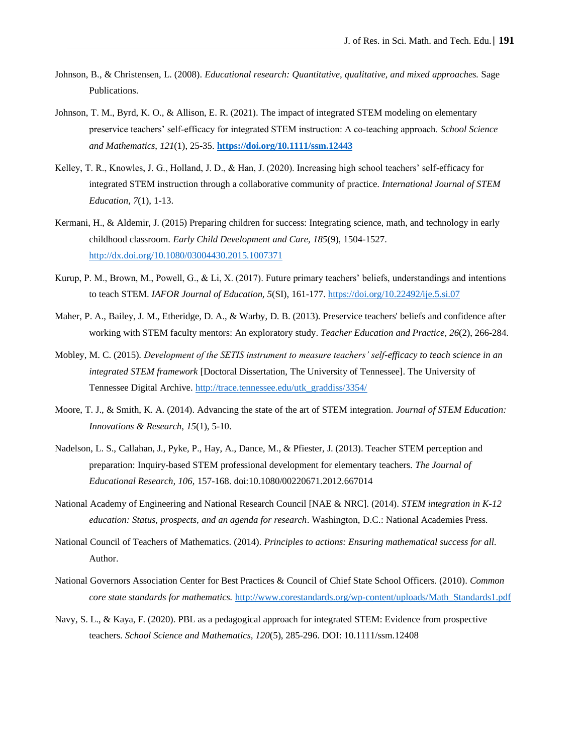Johnson, B., & Christensen, L. (2008). *Educational research: Quantitative, qualitative, and mixed approaches.* Sage Publications.

Johnson, T. M., Byrd, K. O., & Allison, E. R. (2021). The impact of integrated STEM modeling on elementary preservice teachers' self-efficacy for integrated STEM instruction: A co-teaching approach. *School Science and Mathematics, 121*(1), 25-35. **https://doi.org/10.1111/ssm.12443**

Kelley, T. R., Knowles, J. G., Holland, J. D., & Han, J. (2020). Increasing high school teachers' self-efficacy for integrated STEM instruction through a collaborative community of practice. *International Journal of STEM Education, 7*(1), 1-13.

Kermani, H., & Aldemir, J. (2015) Preparing children for success: Integrating science, math, and technology in early childhood classroom. *Early Child Development and Care, 185*(9), 1504-1527. http://dx.doi.org/10.1080/03004430.2015.1007371

Kurup, P. M., Brown, M., Powell, G., & Li, X. (2017). Future primary teachers' beliefs, understandings and intentions to teach STEM. *IAFOR Journal of Education, 5*(SI), 161-177. https://doi.org/10.22492/ije.5.si.07

Maher, P. A., Bailey, J. M., Etheridge, D. A., & Warby, D. B. (2013). Preservice teachers' beliefs and confidence after working with STEM faculty mentors: An exploratory study. *Teacher Education and Practice, 26*(2), 266-284.

Mobley, M. C. (2015). *Development of the SETIS instrument to measure teachers' self-efficacy to teach science in an integrated STEM framework* [Doctoral Dissertation, The University of Tennessee]. The University of Tennessee Digital Archive. http://trace.tennessee.edu/utk_graddiss/3354/

Moore, T. J., & Smith, K. A. (2014). Advancing the state of the art of STEM integration. *Journal of STEM Education: Innovations & Research, 15*(1), 5-10.

Nadelson, L. S., Callahan, J., Pyke, P., Hay, A., Dance, M., & Pfiester, J. (2013). Teacher STEM perception and preparation: Inquiry-based STEM professional development for elementary teachers. *The Journal of Educational Research, 106,* 157-168. doi:10.1080/00220671.2012.667014

National Academy of Engineering and National Research Council [NAE & NRC]. (2014). *STEM integration in K-12 education: Status, prospects, and an agenda for research*. Washington, D.C.: National Academies Press.

National Council of Teachers of Mathematics. (2014). *Principles to actions: Ensuring mathematical success for all.* Author.

National Governors Association Center for Best Practices & Council of Chief State School Officers. (2010). *Common core state standards for mathematics.* http://www.corestandards.org/wp-content/uploads/Math_Standards1.pdf

Navy, S. L., & Kaya, F. (2020). PBL as a pedagogical approach for integrated STEM: Evidence from prospective teachers. *School Science and Mathematics, 120*(5), 285-296. DOI: 10.1111/ssm.12408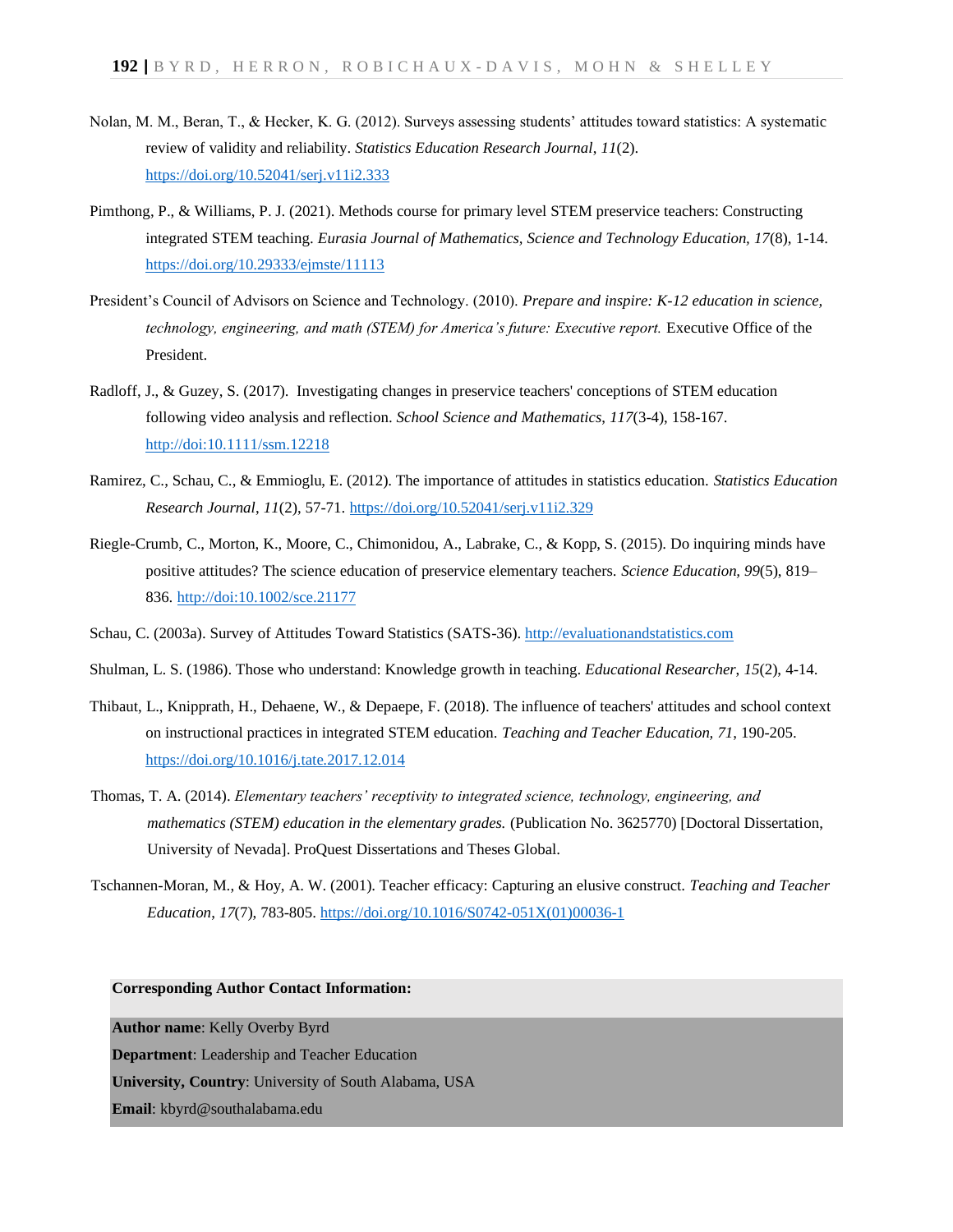Nolan, M. M., Beran, T., & Hecker, K. G. (2012). Surveys assessing students' attitudes toward statistics: A systematic review of validity and reliability. *Statistics Education Research Journal*, *11*(2). https://doi.org/10.52041/serj.v11i2.333

Pimthong, P., & Williams, P. J. (2021). Methods course for primary level STEM preservice teachers: Constructing integrated STEM teaching. *Eurasia Journal of Mathematics, Science and Technology Education, 17*(8), 1-14. https://doi.org/10.29333/ejmste/11113

President's Council of Advisors on Science and Technology. (2010). *Prepare and inspire: K-12 education in science, technology, engineering, and math (STEM) for America's future: Executive report.* Executive Office of the President.

Radloff, J., & Guzey, S. (2017). Investigating changes in preservice teachers' conceptions of STEM education following video analysis and reflection. *School Science and Mathematics*, *117*(3-4), 158-167. http://doi:10.1111/ssm.12218

Ramirez, C., Schau, C., & Emmioglu, E. (2012). The importance of attitudes in statistics education. *Statistics Education Research Journal*, *11*(2), 57-71. https://doi.org/10.52041/serj.v11i2.329

Riegle-Crumb, C., Morton, K., Moore, C., Chimonidou, A., Labrake, C., & Kopp, S. (2015). Do inquiring minds have positive attitudes? The science education of preservice elementary teachers. *Science Education*, *99*(5), 819–836. http://doi:10.1002/sce.21177

Schau, C. (2003a). Survey of Attitudes Toward Statistics (SATS-36). http://evaluationandstatistics.com

Shulman, L. S. (1986). Those who understand: Knowledge growth in teaching. *Educational Researcher, 15*(2), 4-14.

Thibaut, L., Knipprath, H., Dehaene, W., & Depaepe, F. (2018). The influence of teachers' attitudes and school context on instructional practices in integrated STEM education. *Teaching and Teacher Education, 71*, 190-205. https://doi.org/10.1016/j.tate.2017.12.014

Thomas, T. A. (2014). *Elementary teachers' receptivity to integrated science, technology, engineering, and mathematics (STEM) education in the elementary grades.* (Publication No. 3625770) [Doctoral Dissertation, University of Nevada]. ProQuest Dissertations and Theses Global.

Tschannen-Moran, M., & Hoy, A. W. (2001). Teacher efficacy: Capturing an elusive construct. *Teaching and Teacher Education*, *17*(7), 783-805. https://doi.org/10.1016/S0742-051X(01)00036-1

**Corresponding Author Contact Information:**

**Author name**: Kelly Overby Byrd

**Department**: Leadership and Teacher Education

**University, Country**: University of South Alabama, USA

**Email**: kbyrd@southalabama.edu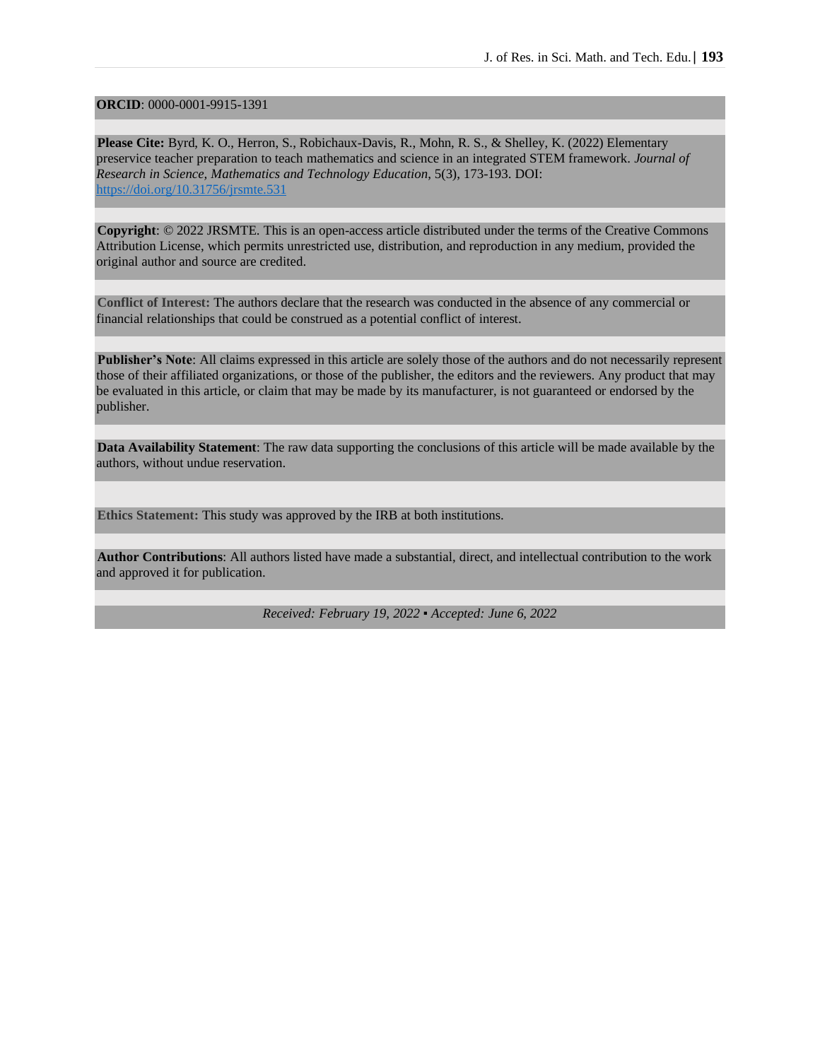**ORCID**: 0000-0001-9915-1391

**Please Cite:** Byrd, K. O., Herron, S., Robichaux-Davis, R., Mohn, R. S., & Shelley, K. (2022) Elementary preservice teacher preparation to teach mathematics and science in an integrated STEM framework. *Journal of Research in Science, Mathematics and Technology Education,* 5(3), 173-193. DOI: https://doi.org/10.31756/jrsmte.531

**Copyright**: © 2022 JRSMTE. This is an open-access article distributed under the terms of the Creative Commons Attribution License, which permits unrestricted use, distribution, and reproduction in any medium, provided the original author and source are credited.

**Conflict of Interest:** The authors declare that the research was conducted in the absence of any commercial or financial relationships that could be construed as a potential conflict of interest.

**Publisher's Note**: All claims expressed in this article are solely those of the authors and do not necessarily represent those of their affiliated organizations, or those of the publisher, the editors and the reviewers. Any product that may be evaluated in this article, or claim that may be made by its manufacturer, is not guaranteed or endorsed by the publisher.

**Data Availability Statement**: The raw data supporting the conclusions of this article will be made available by the authors, without undue reservation.

**Ethics Statement:** This study was approved by the IRB at both institutions.

**Author Contributions**: All authors listed have made a substantial, direct, and intellectual contribution to the work and approved it for publication.

*Received: February 19, 2022 ▪ Accepted: June 6, 2022*